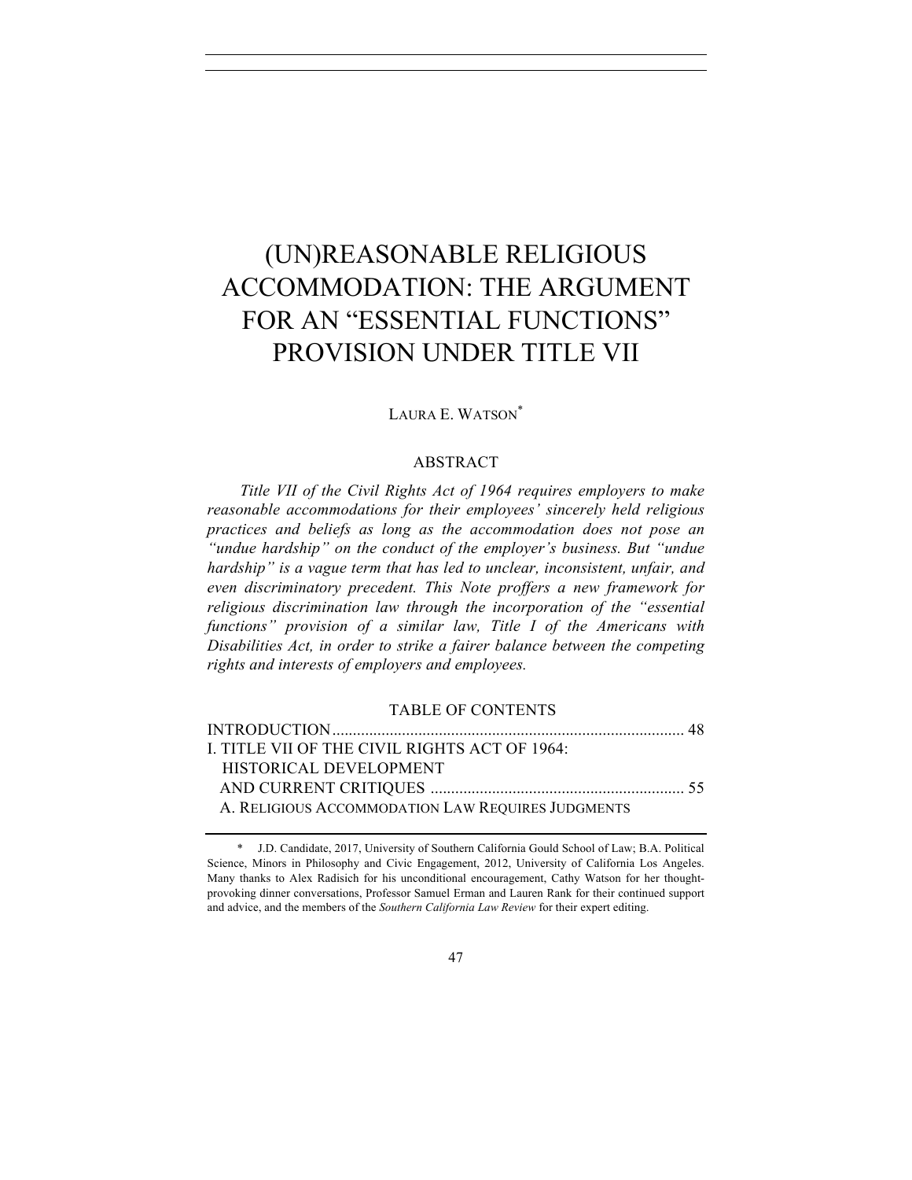# (UN)REASONABLE RELIGIOUS ACCOMMODATION: THE ARGUMENT FOR AN "ESSENTIAL FUNCTIONS" PROVISION UNDER TITLE VII

LAURA E. WATSON*

## ABSTRACT

*Title VII of the Civil Rights Act of 1964 requires employers to make reasonable accommodations for their employees' sincerely held religious practices and beliefs as long as the accommodation does not pose an "undue hardship" on the conduct of the employer's business. But "undue hardship" is a vague term that has led to unclear, inconsistent, unfair, and even discriminatory precedent. This Note proffers a new framework for religious discrimination law through the incorporation of the "essential functions" provision of a similar law, Title I of the Americans with Disabilities Act, in order to strike a fairer balance between the competing rights and interests of employers and employees.*

## TABLE OF CONTENTS

INTRODUCTION ..... 48

I. TITLE VII OF THE CIVIL RIGHTS ACT OF 1964: HISTORICAL DEVELOPMENT AND CURRENT CRITIQUES ..... 55

A. RELIGIOUS ACCOMMODATION LAW REQUIRES JUDGMENTS

---

\* J.D. Candidate, 2017, University of Southern California Gould School of Law; B.A. Political Science, Minors in Philosophy and Civic Engagement, 2012, University of California Los Angeles. Many thanks to Alex Radisich for his unconditional encouragement, Cathy Watson for her thought-provoking dinner conversations, Professor Samuel Erman and Lauren Rank for their continued support and advice, and the members of the *Southern California Law Review* for their expert editing.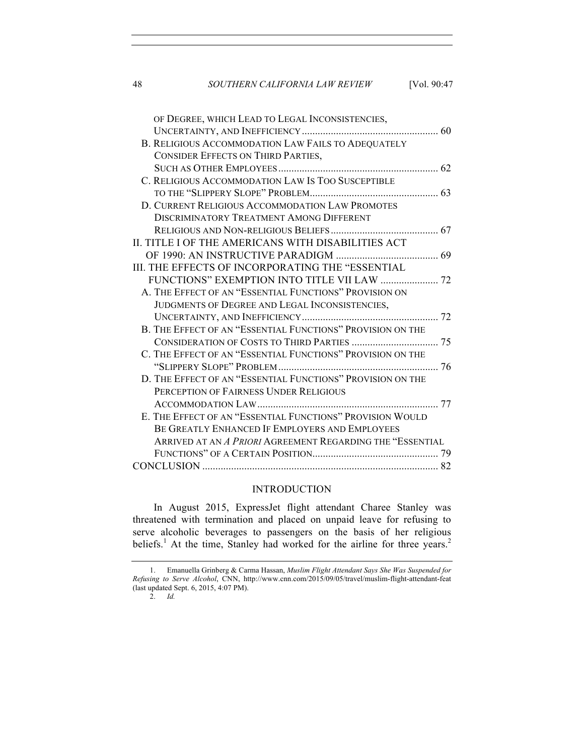OF DEGREE, WHICH LEAD TO LEGAL INCONSISTENCIES, UNCERTAINTY, AND INEFFICIENCY .................................................... 60

B. RELIGIOUS ACCOMMODATION LAW FAILS TO ADEQUATELY CONSIDER EFFECTS ON THIRD PARTIES, SUCH AS OTHER EMPLOYEES ............................................................ 62

C. RELIGIOUS ACCOMMODATION LAW IS TOO SUSCEPTIBLE TO THE "SLIPPERY SLOPE" PROBLEM................................................. 63

D. CURRENT RELIGIOUS ACCOMMODATION LAW PROMOTES DISCRIMINATORY TREATMENT AMONG DIFFERENT RELIGIOUS AND NON-RELIGIOUS BELIEFS ......................................... 67

II. TITLE I OF THE AMERICANS WITH DISABILITIES ACT OF 1990: AN INSTRUCTIVE PARADIGM ....................................... 69

III. THE EFFECTS OF INCORPORATING THE "ESSENTIAL FUNCTIONS" EXEMPTION INTO TITLE VII LAW ...................... 72

A. THE EFFECT OF AN "ESSENTIAL FUNCTIONS" PROVISION ON JUDGMENTS OF DEGREE AND LEGAL INCONSISTENCIES, UNCERTAINTY, AND INEFFICIENCY .................................................... 72

B. THE EFFECT OF AN "ESSENTIAL FUNCTIONS" PROVISION ON THE CONSIDERATION OF COSTS TO THIRD PARTIES ................................. 75

C. THE EFFECT OF AN "ESSENTIAL FUNCTIONS" PROVISION ON THE "SLIPPERY SLOPE" PROBLEM ............................................................. 76

D. THE EFFECT OF AN "ESSENTIAL FUNCTIONS" PROVISION ON THE PERCEPTION OF FAIRNESS UNDER RELIGIOUS ACCOMMODATION LAW..................................................................... 77

E. THE EFFECT OF AN "ESSENTIAL FUNCTIONS" PROVISION WOULD BE GREATLY ENHANCED IF EMPLOYERS AND EMPLOYEES ARRIVED AT AN *A PRIORI* AGREEMENT REGARDING THE "ESSENTIAL FUNCTIONS" OF A CERTAIN POSITION................................................ 79

CONCLUSION .......................................................................................... 82

## INTRODUCTION

In August 2015, ExpressJet flight attendant Charee Stanley was threatened with termination and placed on unpaid leave for refusing to serve alcoholic beverages to passengers on the basis of her religious beliefs.[1] At the time, Stanley had worked for the airline for three years.[2]

1. Emanuella Grinberg & Carma Hassan, *Muslim Flight Attendant Says She Was Suspended for Refusing to Serve Alcohol*, CNN, http://www.cnn.com/2015/09/05/travel/muslim-flight-attendant-feat (last updated Sept. 6, 2015, 4:07 PM).

2. *Id.*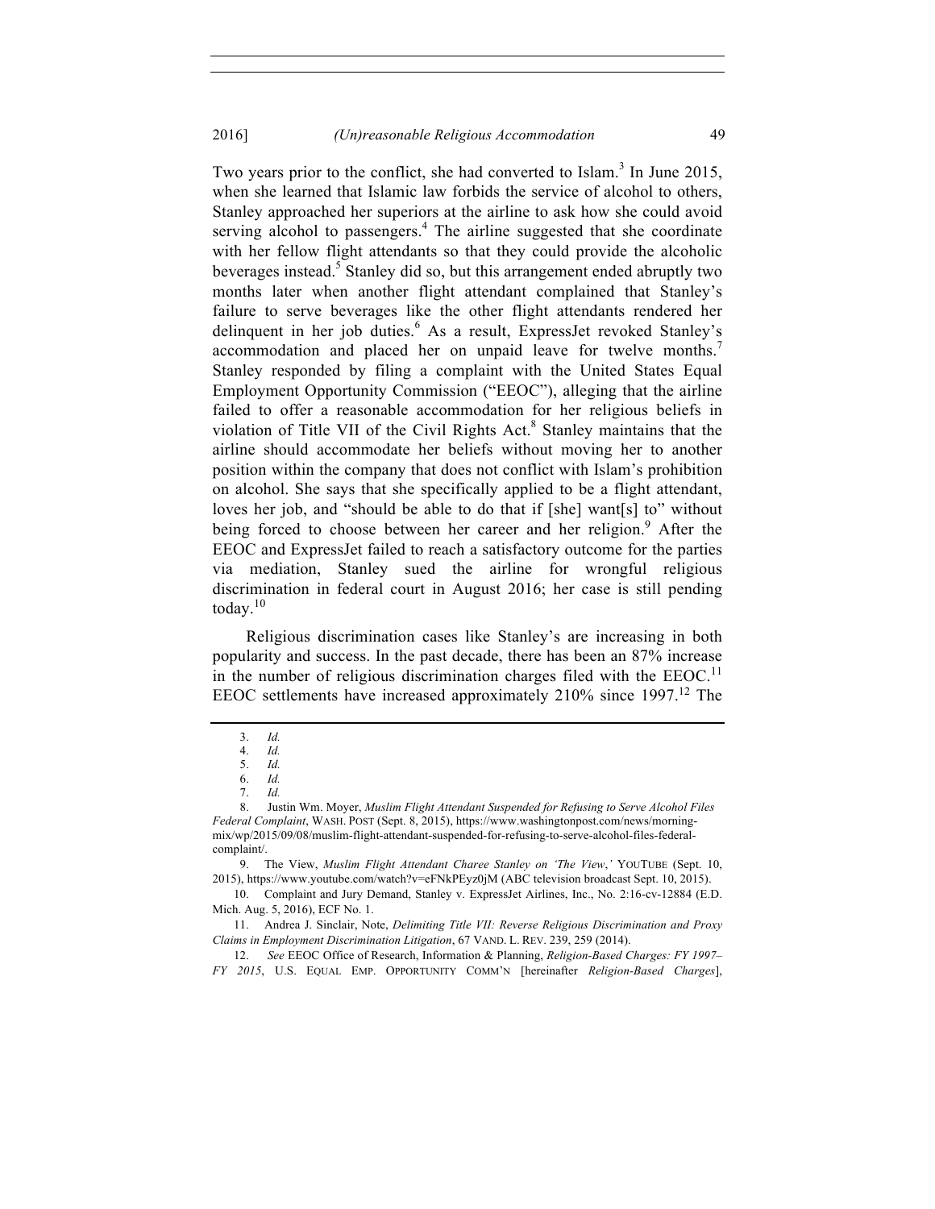Two years prior to the conflict, she had converted to Islam.[3] In June 2015, when she learned that Islamic law forbids the service of alcohol to others, Stanley approached her superiors at the airline to ask how she could avoid serving alcohol to passengers.[4] The airline suggested that she coordinate with her fellow flight attendants so that they could provide the alcoholic beverages instead.[5] Stanley did so, but this arrangement ended abruptly two months later when another flight attendant complained that Stanley's failure to serve beverages like the other flight attendants rendered her delinquent in her job duties.[6] As a result, ExpressJet revoked Stanley's accommodation and placed her on unpaid leave for twelve months.[7] Stanley responded by filing a complaint with the United States Equal Employment Opportunity Commission ("EEOC"), alleging that the airline failed to offer a reasonable accommodation for her religious beliefs in violation of Title VII of the Civil Rights Act.[8] Stanley maintains that the airline should accommodate her beliefs without moving her to another position within the company that does not conflict with Islam's prohibition on alcohol. She says that she specifically applied to be a flight attendant, loves her job, and "should be able to do that if [she] want[s] to" without being forced to choose between her career and her religion.[9] After the EEOC and ExpressJet failed to reach a satisfactory outcome for the parties via mediation, Stanley sued the airline for wrongful religious discrimination in federal court in August 2016; her case is still pending today.[10]

Religious discrimination cases like Stanley's are increasing in both popularity and success. In the past decade, there has been an 87% increase in the number of religious discrimination charges filed with the EEOC.[11] EEOC settlements have increased approximately 210% since 1997.[12] The

---

3. *Id.*
4. *Id.*
5. *Id.*
6. *Id.*
7. *Id.*
8. Justin Wm. Moyer, *Muslim Flight Attendant Suspended for Refusing to Serve Alcohol Files Federal Complaint*, WASH. POST (Sept. 8, 2015), https://www.washingtonpost.com/news/morning-mix/wp/2015/09/08/muslim-flight-attendant-suspended-for-refusing-to-serve-alcohol-files-federal-complaint/.
9. The View, *Muslim Flight Attendant Charee Stanley on 'The View,'* YOUTUBE (Sept. 10, 2015), https://www.youtube.com/watch?v=eFNkPEyz0jM (ABC television broadcast Sept. 10, 2015).
10. Complaint and Jury Demand, Stanley v. ExpressJet Airlines, Inc., No. 2:16-cv-12884 (E.D. Mich. Aug. 5, 2016), ECF No. 1.
11. Andrea J. Sinclair, Note, *Delimiting Title VII: Reverse Religious Discrimination and Proxy Claims in Employment Discrimination Litigation*, 67 VAND. L. REV. 239, 259 (2014).
12. *See* EEOC Office of Research, Information & Planning, *Religion-Based Charges: FY 1997–FY 2015*, U.S. EQUAL EMP. OPPORTUNITY COMM'N [hereinafter *Religion-Based Charges*],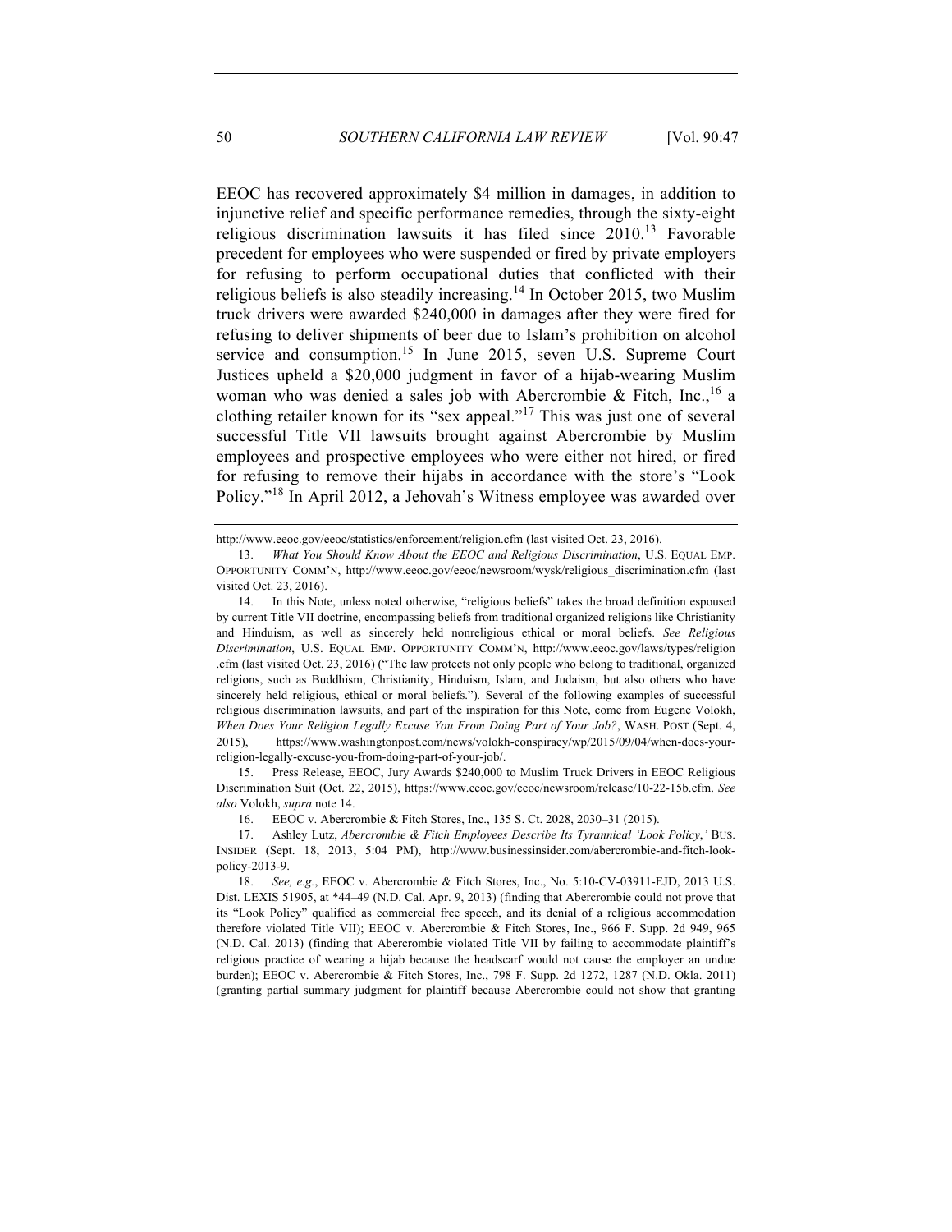EEOC has recovered approximately $4 million in damages, in addition to injunctive relief and specific performance remedies, through the sixty-eight religious discrimination lawsuits it has filed since 2010.[13] Favorable precedent for employees who were suspended or fired by private employers for refusing to perform occupational duties that conflicted with their religious beliefs is also steadily increasing.[14] In October 2015, two Muslim truck drivers were awarded $240,000 in damages after they were fired for refusing to deliver shipments of beer due to Islam's prohibition on alcohol service and consumption.[15] In June 2015, seven U.S. Supreme Court Justices upheld a $20,000 judgment in favor of a hijab-wearing Muslim woman who was denied a sales job with Abercrombie & Fitch, Inc.,[16] a clothing retailer known for its "sex appeal."[17] This was just one of several successful Title VII lawsuits brought against Abercrombie by Muslim employees and prospective employees who were either not hired, or fired for refusing to remove their hijabs in accordance with the store's "Look Policy."[18] In April 2012, a Jehovah's Witness employee was awarded over

---

http://www.eeoc.gov/eeoc/statistics/enforcement/religion.cfm (last visited Oct. 23, 2016).

13. *What You Should Know About the EEOC and Religious Discrimination*, U.S. EQUAL EMP. OPPORTUNITY COMM'N, http://www.eeoc.gov/eeoc/newsroom/wysk/religious_discrimination.cfm (last visited Oct. 23, 2016).

14. In this Note, unless noted otherwise, "religious beliefs" takes the broad definition espoused by current Title VII doctrine, encompassing beliefs from traditional organized religions like Christianity and Hinduism, as well as sincerely held nonreligious ethical or moral beliefs. *See Religious Discrimination*, U.S. EQUAL EMP. OPPORTUNITY COMM'N, http://www.eeoc.gov/laws/types/religion.cfm (last visited Oct. 23, 2016) ("The law protects not only people who belong to traditional, organized religions, such as Buddhism, Christianity, Hinduism, Islam, and Judaism, but also others who have sincerely held religious, ethical or moral beliefs."). Several of the following examples of successful religious discrimination lawsuits, and part of the inspiration for this Note, come from Eugene Volokh, *When Does Your Religion Legally Excuse You From Doing Part of Your Job?*, WASH. POST (Sept. 4, 2015), https://www.washingtonpost.com/news/volokh-conspiracy/wp/2015/09/04/when-does-your-religion-legally-excuse-you-from-doing-part-of-your-job/.

15. Press Release, EEOC, Jury Awards $240,000 to Muslim Truck Drivers in EEOC Religious Discrimination Suit (Oct. 22, 2015), https://www.eeoc.gov/eeoc/newsroom/release/10-22-15b.cfm. *See also* Volokh, *supra* note 14.

16. EEOC v. Abercrombie & Fitch Stores, Inc., 135 S. Ct. 2028, 2030–31 (2015).

17. Ashley Lutz, *Abercrombie & Fitch Employees Describe Its Tyrannical 'Look Policy*,*'* BUS. INSIDER (Sept. 18, 2013, 5:04 PM), http://www.businessinsider.com/abercrombie-and-fitch-look-policy-2013-9.

18. *See, e.g.*, EEOC v. Abercrombie & Fitch Stores, Inc., No. 5:10-CV-03911-EJD, 2013 U.S. Dist. LEXIS 51905, at *44–49 (N.D. Cal. Apr. 9, 2013) (finding that Abercrombie could not prove that its "Look Policy" qualified as commercial free speech, and its denial of a religious accommodation therefore violated Title VII); EEOC v. Abercrombie & Fitch Stores, Inc., 966 F. Supp. 2d 949, 965 (N.D. Cal. 2013) (finding that Abercrombie violated Title VII by failing to accommodate plaintiff's religious practice of wearing a hijab because the headscarf would not cause the employer an undue burden); EEOC v. Abercrombie & Fitch Stores, Inc., 798 F. Supp. 2d 1272, 1287 (N.D. Okla. 2011) (granting partial summary judgment for plaintiff because Abercrombie could not show that granting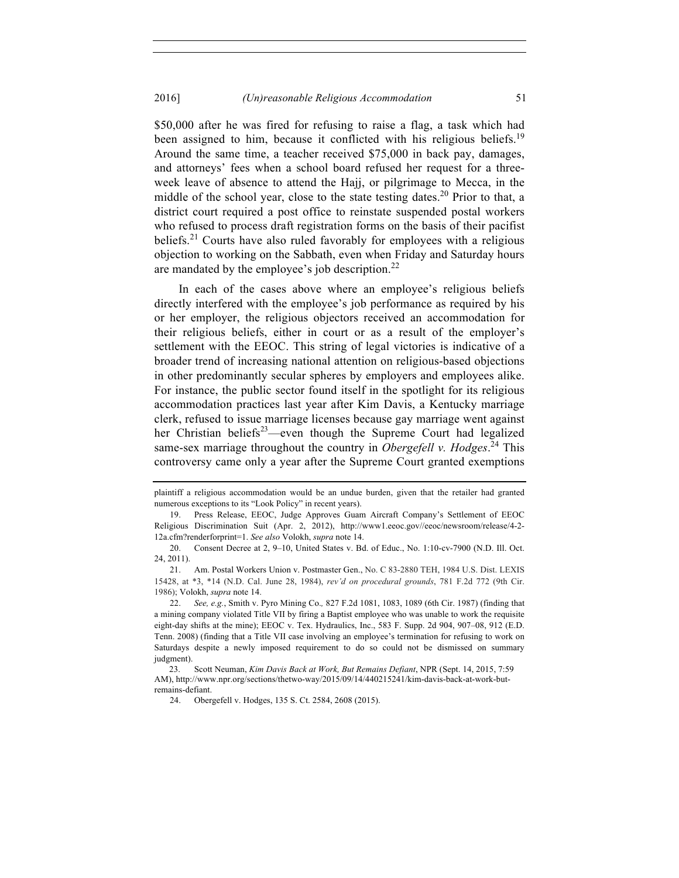$50,000 after he was fired for refusing to raise a flag, a task which had been assigned to him, because it conflicted with his religious beliefs.[19] Around the same time, a teacher received $75,000 in back pay, damages, and attorneys' fees when a school board refused her request for a three-week leave of absence to attend the Hajj, or pilgrimage to Mecca, in the middle of the school year, close to the state testing dates.[20] Prior to that, a district court required a post office to reinstate suspended postal workers who refused to process draft registration forms on the basis of their pacifist beliefs.[21] Courts have also ruled favorably for employees with a religious objection to working on the Sabbath, even when Friday and Saturday hours are mandated by the employee's job description.[22]

In each of the cases above where an employee's religious beliefs directly interfered with the employee's job performance as required by his or her employer, the religious objectors received an accommodation for their religious beliefs, either in court or as a result of the employer's settlement with the EEOC. This string of legal victories is indicative of a broader trend of increasing national attention on religious-based objections in other predominantly secular spheres by employers and employees alike. For instance, the public sector found itself in the spotlight for its religious accommodation practices last year after Kim Davis, a Kentucky marriage clerk, refused to issue marriage licenses because gay marriage went against her Christian beliefs[23]—even though the Supreme Court had legalized same-sex marriage throughout the country in *Obergefell v. Hodges*.[24] This controversy came only a year after the Supreme Court granted exemptions

---

plaintiff a religious accommodation would be an undue burden, given that the retailer had granted numerous exceptions to its "Look Policy" in recent years).

19. Press Release, EEOC, Judge Approves Guam Aircraft Company's Settlement of EEOC Religious Discrimination Suit (Apr. 2, 2012), http://www1.eeoc.gov//eeoc/newsroom/release/4-2-12a.cfm?renderforprint=1. *See also* Volokh, *supra* note 14.

20. Consent Decree at 2, 9–10, United States v. Bd. of Educ., No. 1:10-cv-7900 (N.D. Ill. Oct. 24, 2011).

21. Am. Postal Workers Union v. Postmaster Gen., No. C 83-2880 TEH, 1984 U.S. Dist. LEXIS 15428, at *3, *14 (N.D. Cal. June 28, 1984), *rev'd on procedural grounds*, 781 F.2d 772 (9th Cir. 1986); Volokh, *supra* note 14.

22. *See, e.g.*, Smith v. Pyro Mining Co., 827 F.2d 1081, 1083, 1089 (6th Cir. 1987) (finding that a mining company violated Title VII by firing a Baptist employee who was unable to work the requisite eight-day shifts at the mine); EEOC v. Tex. Hydraulics, Inc., 583 F. Supp. 2d 904, 907–08, 912 (E.D. Tenn. 2008) (finding that a Title VII case involving an employee's termination for refusing to work on Saturdays despite a newly imposed requirement to do so could not be dismissed on summary judgment).

23. Scott Neuman, *Kim Davis Back at Work, But Remains Defiant*, NPR (Sept. 14, 2015, 7:59 AM), http://www.npr.org/sections/thetwo-way/2015/09/14/440215241/kim-davis-back-at-work-but-remains-defiant.

24. Obergefell v. Hodges, 135 S. Ct. 2584, 2608 (2015).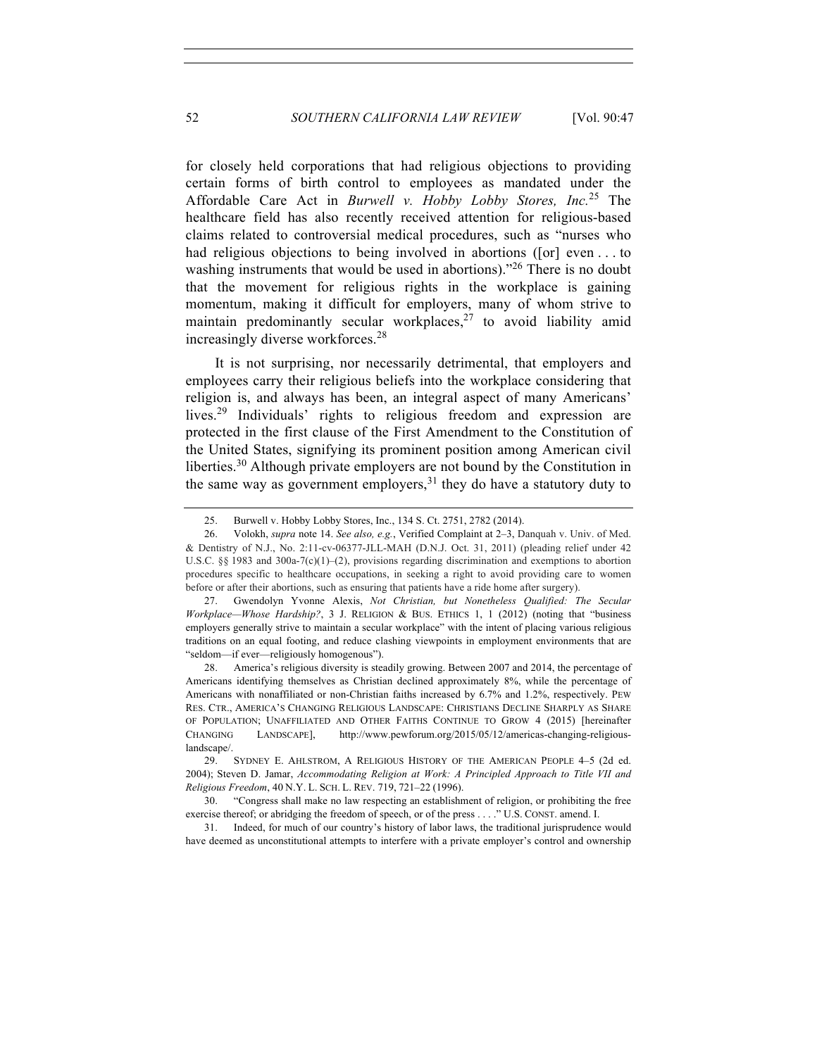for closely held corporations that had religious objections to providing certain forms of birth control to employees as mandated under the Affordable Care Act in *Burwell v. Hobby Lobby Stores, Inc.*[25] The healthcare field has also recently received attention for religious-based claims related to controversial medical procedures, such as "nurses who had religious objections to being involved in abortions ([or] even . . . to washing instruments that would be used in abortions)."[26] There is no doubt that the movement for religious rights in the workplace is gaining momentum, making it difficult for employers, many of whom strive to maintain predominantly secular workplaces,[27] to avoid liability amid increasingly diverse workforces.[28]

It is not surprising, nor necessarily detrimental, that employers and employees carry their religious beliefs into the workplace considering that religion is, and always has been, an integral aspect of many Americans' lives.[29] Individuals' rights to religious freedom and expression are protected in the first clause of the First Amendment to the Constitution of the United States, signifying its prominent position among American civil liberties.[30] Although private employers are not bound by the Constitution in the same way as government employers,[31] they do have a statutory duty to

---

25. Burwell v. Hobby Lobby Stores, Inc., 134 S. Ct. 2751, 2782 (2014).

26. Volokh, *supra* note 14. *See also, e.g.*, Verified Complaint at 2–3, Danquah v. Univ. of Med. & Dentistry of N.J., No. 2:11-cv-06377-JLL-MAH (D.N.J. Oct. 31, 2011) (pleading relief under 42 U.S.C. §§ 1983 and 300a-7(c)(1)–(2), provisions regarding discrimination and exemptions to abortion procedures specific to healthcare occupations, in seeking a right to avoid providing care to women before or after their abortions, such as ensuring that patients have a ride home after surgery).

27. Gwendolyn Yvonne Alexis, *Not Christian, but Nonetheless Qualified: The Secular Workplace—Whose Hardship?*, 3 J. RELIGION & BUS. ETHICS 1, 1 (2012) (noting that "business employers generally strive to maintain a secular workplace" with the intent of placing various religious traditions on an equal footing, and reduce clashing viewpoints in employment environments that are "seldom—if ever—religiously homogenous").

28. America's religious diversity is steadily growing. Between 2007 and 2014, the percentage of Americans identifying themselves as Christian declined approximately 8%, while the percentage of Americans with nonaffiliated or non-Christian faiths increased by 6.7% and 1.2%, respectively. PEW RES. CTR., AMERICA'S CHANGING RELIGIOUS LANDSCAPE: CHRISTIANS DECLINE SHARPLY AS SHARE OF POPULATION; UNAFFILIATED AND OTHER FAITHS CONTINUE TO GROW 4 (2015) [hereinafter CHANGING LANDSCAPE], http://www.pewforum.org/2015/05/12/americas-changing-religious-landscape/.

29. SYDNEY E. AHLSTROM, A RELIGIOUS HISTORY OF THE AMERICAN PEOPLE 4–5 (2d ed. 2004); Steven D. Jamar, *Accommodating Religion at Work: A Principled Approach to Title VII and Religious Freedom*, 40 N.Y. L. SCH. L. REV. 719, 721–22 (1996).

30. "Congress shall make no law respecting an establishment of religion, or prohibiting the free exercise thereof; or abridging the freedom of speech, or of the press . . . ." U.S. CONST. amend. I.

31. Indeed, for much of our country's history of labor laws, the traditional jurisprudence would have deemed as unconstitutional attempts to interfere with a private employer's control and ownership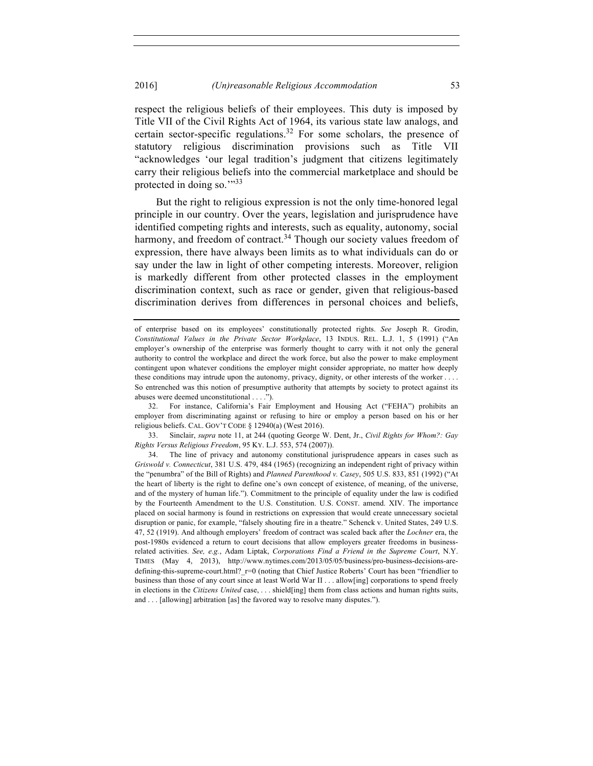respect the religious beliefs of their employees. This duty is imposed by Title VII of the Civil Rights Act of 1964, its various state law analogs, and certain sector-specific regulations.[32] For some scholars, the presence of statutory religious discrimination provisions such as Title VII "acknowledges 'our legal tradition's judgment that citizens legitimately carry their religious beliefs into the commercial marketplace and should be protected in doing so.'"[33]

But the right to religious expression is not the only time-honored legal principle in our country. Over the years, legislation and jurisprudence have identified competing rights and interests, such as equality, autonomy, social harmony, and freedom of contract.[34] Though our society values freedom of expression, there have always been limits as to what individuals can do or say under the law in light of other competing interests. Moreover, religion is markedly different from other protected classes in the employment discrimination context, such as race or gender, given that religious-based discrimination derives from differences in personal choices and beliefs,

---

of enterprise based on its employees' constitutionally protected rights. *See* Joseph R. Grodin, *Constitutional Values in the Private Sector Workplace*, 13 INDUS. REL. L.J. 1, 5 (1991) ("An employer's ownership of the enterprise was formerly thought to carry with it not only the general authority to control the workplace and direct the work force, but also the power to make employment contingent upon whatever conditions the employer might consider appropriate, no matter how deeply these conditions may intrude upon the autonomy, privacy, dignity, or other interests of the worker . . . . So entrenched was this notion of presumptive authority that attempts by society to protect against its abuses were deemed unconstitutional . . . .").

32. For instance, California's Fair Employment and Housing Act ("FEHA") prohibits an employer from discriminating against or refusing to hire or employ a person based on his or her religious beliefs. CAL. GOV'T CODE § 12940(a) (West 2016).

33. Sinclair, *supra* note 11, at 244 (quoting George W. Dent, Jr., *Civil Rights for Whom?: Gay Rights Versus Religious Freedom*, 95 KY. L.J. 553, 574 (2007)).

34. The line of privacy and autonomy constitutional jurisprudence appears in cases such as *Griswold v. Connecticut*, 381 U.S. 479, 484 (1965) (recognizing an independent right of privacy within the "penumbra" of the Bill of Rights) and *Planned Parenthood v. Casey*, 505 U.S. 833, 851 (1992) ("At the heart of liberty is the right to define one's own concept of existence, of meaning, of the universe, and of the mystery of human life."). Commitment to the principle of equality under the law is codified by the Fourteenth Amendment to the U.S. Constitution. U.S. CONST. amend. XIV. The importance placed on social harmony is found in restrictions on expression that would create unnecessary societal disruption or panic, for example, "falsely shouting fire in a theatre." Schenck v. United States, 249 U.S. 47, 52 (1919). And although employers' freedom of contract was scaled back after the *Lochner* era, the post-1980s evidenced a return to court decisions that allow employers greater freedoms in business-related activities. *See, e.g.*, Adam Liptak, *Corporations Find a Friend in the Supreme Court*, N.Y. TIMES (May 4, 2013), http://www.nytimes.com/2013/05/05/business/pro-business-decisions-are-defining-this-supreme-court.html?_r=0 (noting that Chief Justice Roberts' Court has been "friendlier to business than those of any court since at least World War II . . . allow[ing] corporations to spend freely in elections in the *Citizens United* case, . . . shield[ing] them from class actions and human rights suits, and . . . [allowing] arbitration [as] the favored way to resolve many disputes.").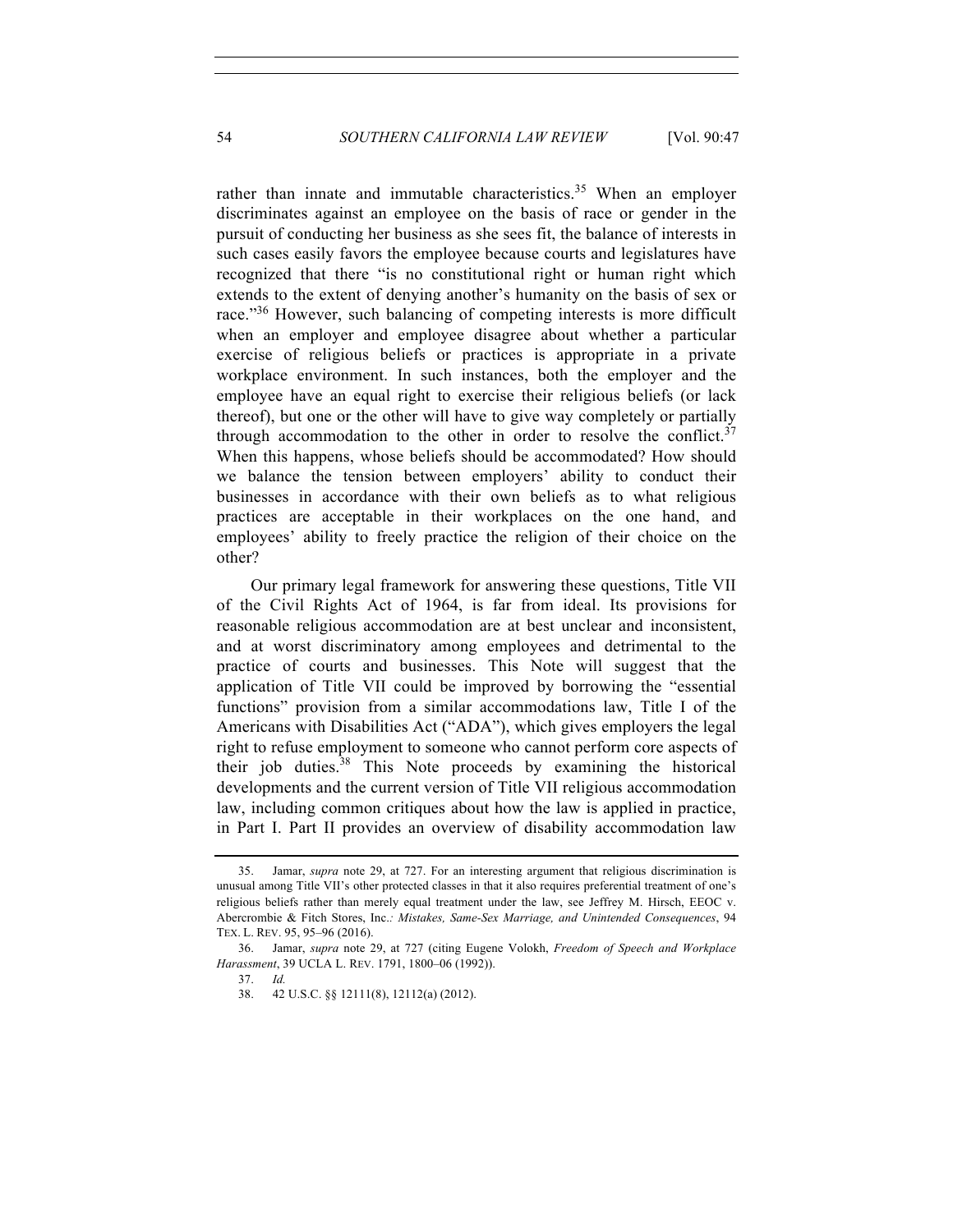rather than innate and immutable characteristics.[35] When an employer discriminates against an employee on the basis of race or gender in the pursuit of conducting her business as she sees fit, the balance of interests in such cases easily favors the employee because courts and legislatures have recognized that there "is no constitutional right or human right which extends to the extent of denying another's humanity on the basis of sex or race."[36] However, such balancing of competing interests is more difficult when an employer and employee disagree about whether a particular exercise of religious beliefs or practices is appropriate in a private workplace environment. In such instances, both the employer and the employee have an equal right to exercise their religious beliefs (or lack thereof), but one or the other will have to give way completely or partially through accommodation to the other in order to resolve the conflict.[37] When this happens, whose beliefs should be accommodated? How should we balance the tension between employers' ability to conduct their businesses in accordance with their own beliefs as to what religious practices are acceptable in their workplaces on the one hand, and employees' ability to freely practice the religion of their choice on the other?

Our primary legal framework for answering these questions, Title VII of the Civil Rights Act of 1964, is far from ideal. Its provisions for reasonable religious accommodation are at best unclear and inconsistent, and at worst discriminatory among employees and detrimental to the practice of courts and businesses. This Note will suggest that the application of Title VII could be improved by borrowing the "essential functions" provision from a similar accommodations law, Title I of the Americans with Disabilities Act ("ADA"), which gives employers the legal right to refuse employment to someone who cannot perform core aspects of their job duties.[38] This Note proceeds by examining the historical developments and the current version of Title VII religious accommodation law, including common critiques about how the law is applied in practice, in Part I. Part II provides an overview of disability accommodation law

---

35. Jamar, *supra* note 29, at 727. For an interesting argument that religious discrimination is unusual among Title VII's other protected classes in that it also requires preferential treatment of one's religious beliefs rather than merely equal treatment under the law, see Jeffrey M. Hirsch, EEOC v. Abercrombie & Fitch Stores, Inc.*: Mistakes, Same-Sex Marriage, and Unintended Consequences*, 94 TEX. L. REV. 95, 95–96 (2016).

36. Jamar, *supra* note 29, at 727 (citing Eugene Volokh, *Freedom of Speech and Workplace Harassment*, 39 UCLA L. REV. 1791, 1800–06 (1992)).

37. *Id.*

38. 42 U.S.C. §§ 12111(8), 12112(a) (2012).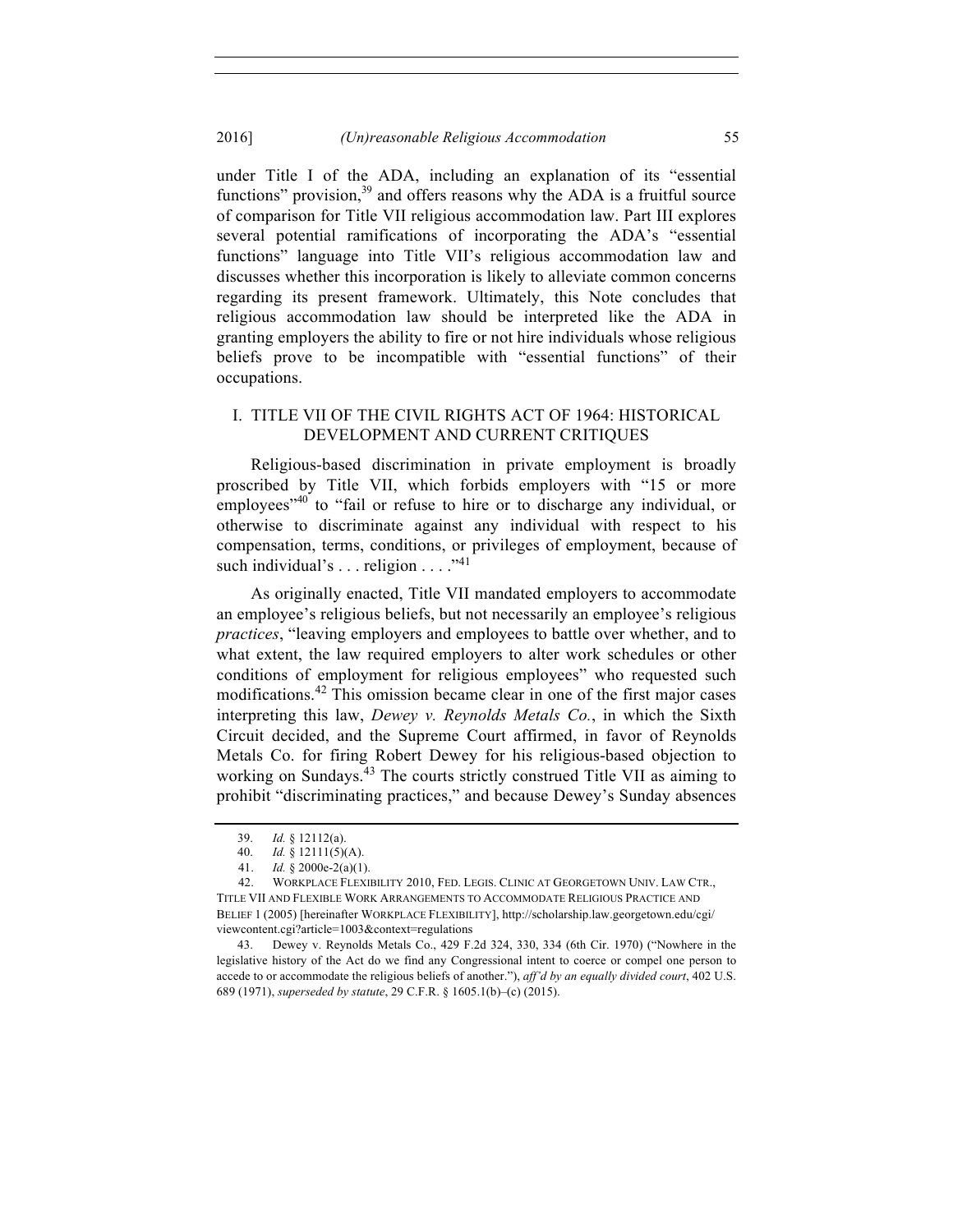under Title I of the ADA, including an explanation of its "essential functions" provision,[39] and offers reasons why the ADA is a fruitful source of comparison for Title VII religious accommodation law. Part III explores several potential ramifications of incorporating the ADA's "essential functions" language into Title VII's religious accommodation law and discusses whether this incorporation is likely to alleviate common concerns regarding its present framework. Ultimately, this Note concludes that religious accommodation law should be interpreted like the ADA in granting employers the ability to fire or not hire individuals whose religious beliefs prove to be incompatible with "essential functions" of their occupations.

## I. TITLE VII OF THE CIVIL RIGHTS ACT OF 1964: HISTORICAL DEVELOPMENT AND CURRENT CRITIQUES

Religious-based discrimination in private employment is broadly proscribed by Title VII, which forbids employers with "15 or more employees"[40] to "fail or refuse to hire or to discharge any individual, or otherwise to discriminate against any individual with respect to his compensation, terms, conditions, or privileges of employment, because of such individual's . . . religion . . . ."[41]

As originally enacted, Title VII mandated employers to accommodate an employee's religious beliefs, but not necessarily an employee's religious *practices*, "leaving employers and employees to battle over whether, and to what extent, the law required employers to alter work schedules or other conditions of employment for religious employees" who requested such modifications.[42] This omission became clear in one of the first major cases interpreting this law, *Dewey v. Reynolds Metals Co.*, in which the Sixth Circuit decided, and the Supreme Court affirmed, in favor of Reynolds Metals Co. for firing Robert Dewey for his religious-based objection to working on Sundays.[43] The courts strictly construed Title VII as aiming to prohibit "discriminating practices," and because Dewey's Sunday absences

---

39. *Id.* § 12112(a).

40. *Id.* § 12111(5)(A).

41. *Id.* § 2000e-2(a)(1).

42. WORKPLACE FLEXIBILITY 2010, FED. LEGIS. CLINIC AT GEORGETOWN UNIV. LAW CTR., TITLE VII AND FLEXIBLE WORK ARRANGEMENTS TO ACCOMMODATE RELIGIOUS PRACTICE AND BELIEF 1 (2005) [hereinafter WORKPLACE FLEXIBILITY], http://scholarship.law.georgetown.edu/cgi/viewcontent.cgi?article=1003&context=regulations

43. Dewey v. Reynolds Metals Co., 429 F.2d 324, 330, 334 (6th Cir. 1970) ("Nowhere in the legislative history of the Act do we find any Congressional intent to coerce or compel one person to accede to or accommodate the religious beliefs of another."), *aff'd by an equally divided court*, 402 U.S. 689 (1971), *superseded by statute*, 29 C.F.R. § 1605.1(b)–(c) (2015).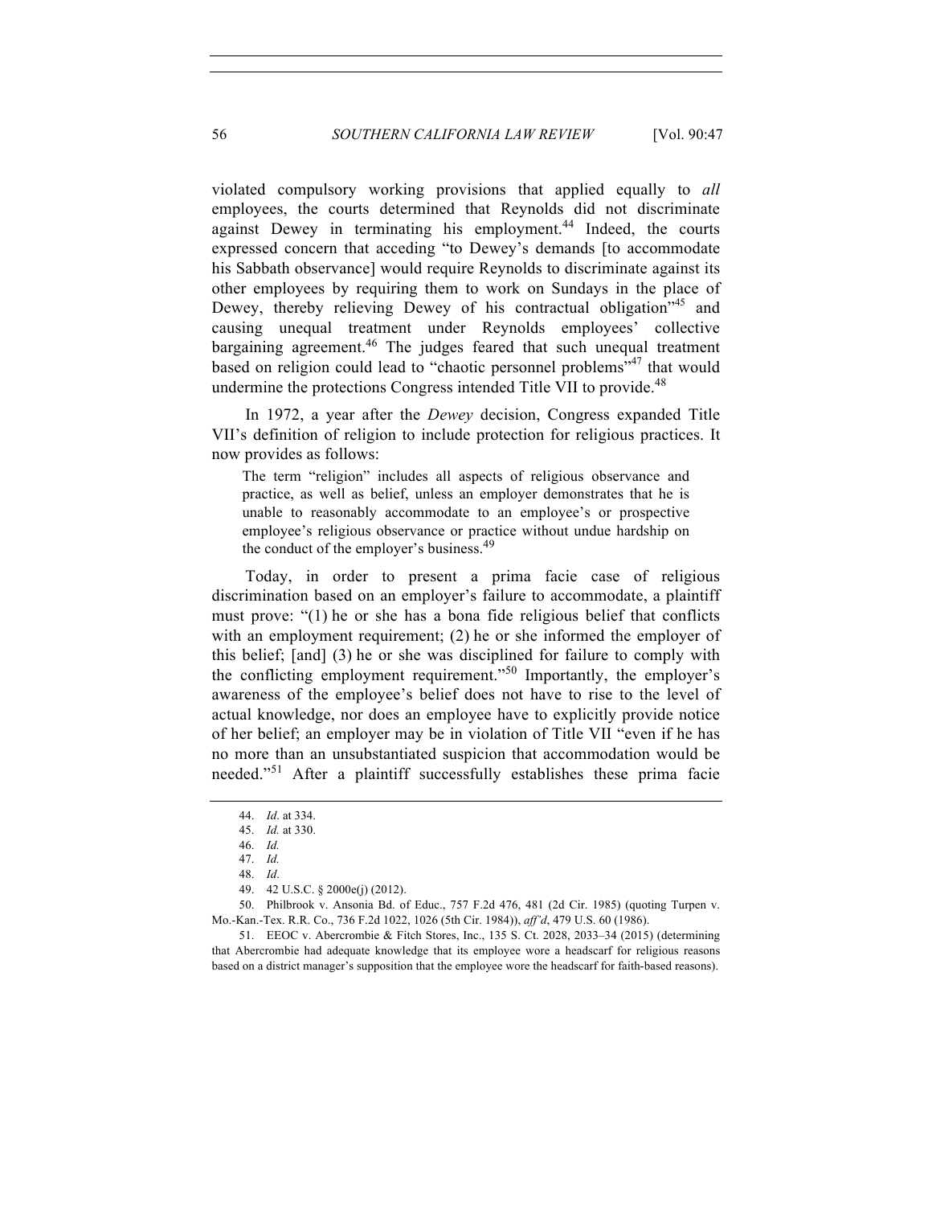violated compulsory working provisions that applied equally to *all* employees, the courts determined that Reynolds did not discriminate against Dewey in terminating his employment.[44] Indeed, the courts expressed concern that acceding "to Dewey's demands [to accommodate his Sabbath observance] would require Reynolds to discriminate against its other employees by requiring them to work on Sundays in the place of Dewey, thereby relieving Dewey of his contractual obligation"[45] and causing unequal treatment under Reynolds employees' collective bargaining agreement.[46] The judges feared that such unequal treatment based on religion could lead to "chaotic personnel problems"[47] that would undermine the protections Congress intended Title VII to provide.[48]

In 1972, a year after the *Dewey* decision, Congress expanded Title VII's definition of religion to include protection for religious practices. It now provides as follows:

> The term "religion" includes all aspects of religious observance and practice, as well as belief, unless an employer demonstrates that he is unable to reasonably accommodate to an employee's or prospective employee's religious observance or practice without undue hardship on the conduct of the employer's business.[49]

Today, in order to present a prima facie case of religious discrimination based on an employer's failure to accommodate, a plaintiff must prove: "(1) he or she has a bona fide religious belief that conflicts with an employment requirement; (2) he or she informed the employer of this belief; [and] (3) he or she was disciplined for failure to comply with the conflicting employment requirement."[50] Importantly, the employer's awareness of the employee's belief does not have to rise to the level of actual knowledge, nor does an employee have to explicitly provide notice of her belief; an employer may be in violation of Title VII "even if he has no more than an unsubstantiated suspicion that accommodation would be needed."[51] After a plaintiff successfully establishes these prima facie

---

44. *Id*. at 334.

45. *Id.* at 330.

46. *Id.*

47. *Id.*

48. *Id*.

49. 42 U.S.C. § 2000e(j) (2012).

50. Philbrook v. Ansonia Bd. of Educ., 757 F.2d 476, 481 (2d Cir. 1985) (quoting Turpen v. Mo.-Kan.-Tex. R.R. Co., 736 F.2d 1022, 1026 (5th Cir. 1984)), *aff'd*, 479 U.S. 60 (1986).

51. EEOC v. Abercrombie & Fitch Stores, Inc., 135 S. Ct. 2028, 2033–34 (2015) (determining that Abercrombie had adequate knowledge that its employee wore a headscarf for religious reasons based on a district manager's supposition that the employee wore the headscarf for faith-based reasons).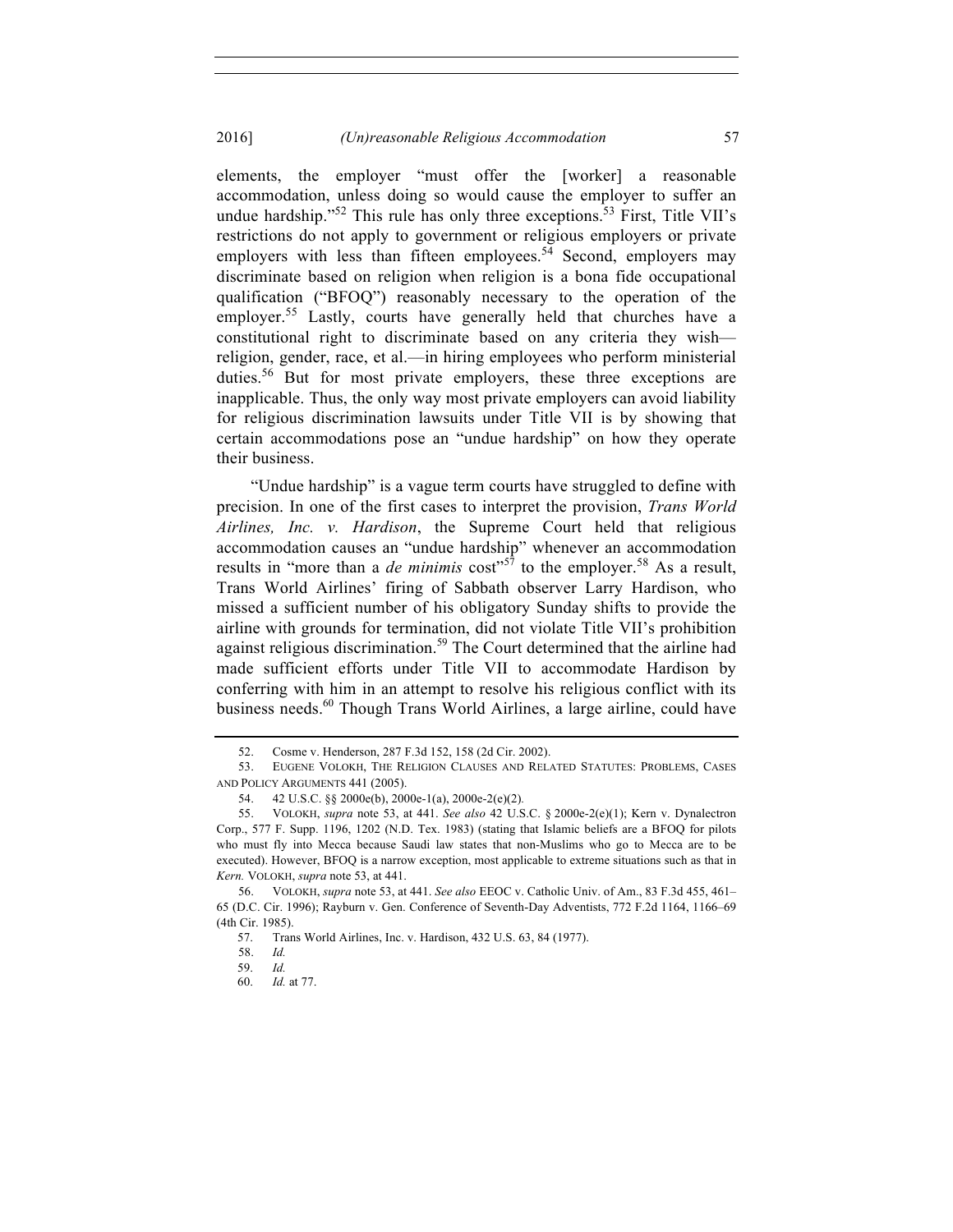elements, the employer "must offer the [worker] a reasonable accommodation, unless doing so would cause the employer to suffer an undue hardship."[52] This rule has only three exceptions.[53] First, Title VII's restrictions do not apply to government or religious employers or private employers with less than fifteen employees.[54] Second, employers may discriminate based on religion when religion is a bona fide occupational qualification ("BFOQ") reasonably necessary to the operation of the employer.[55] Lastly, courts have generally held that churches have a constitutional right to discriminate based on any criteria they wish—religion, gender, race, et al.—in hiring employees who perform ministerial duties.[56] But for most private employers, these three exceptions are inapplicable. Thus, the only way most private employers can avoid liability for religious discrimination lawsuits under Title VII is by showing that certain accommodations pose an "undue hardship" on how they operate their business.

"Undue hardship" is a vague term courts have struggled to define with precision. In one of the first cases to interpret the provision, *Trans World Airlines, Inc. v. Hardison*, the Supreme Court held that religious accommodation causes an "undue hardship" whenever an accommodation results in "more than a *de minimis* cost"[57] to the employer.[58] As a result, Trans World Airlines' firing of Sabbath observer Larry Hardison, who missed a sufficient number of his obligatory Sunday shifts to provide the airline with grounds for termination, did not violate Title VII's prohibition against religious discrimination.[59] The Court determined that the airline had made sufficient efforts under Title VII to accommodate Hardison by conferring with him in an attempt to resolve his religious conflict with its business needs.[60] Though Trans World Airlines, a large airline, could have

---

52. Cosme v. Henderson, 287 F.3d 152, 158 (2d Cir. 2002).

53. EUGENE VOLOKH, THE RELIGION CLAUSES AND RELATED STATUTES: PROBLEMS, CASES AND POLICY ARGUMENTS 441 (2005).

54. 42 U.S.C. §§ 2000e(b), 2000e-1(a), 2000e-2(e)(2).

55. VOLOKH, *supra* note 53, at 441. *See also* 42 U.S.C. § 2000e-2(e)(1); Kern v. Dynalectron Corp., 577 F. Supp. 1196, 1202 (N.D. Tex. 1983) (stating that Islamic beliefs are a BFOQ for pilots who must fly into Mecca because Saudi law states that non-Muslims who go to Mecca are to be executed). However, BFOQ is a narrow exception, most applicable to extreme situations such as that in *Kern*. VOLOKH, *supra* note 53, at 441.

56. VOLOKH, *supra* note 53, at 441. *See also* EEOC v. Catholic Univ. of Am., 83 F.3d 455, 461–65 (D.C. Cir. 1996); Rayburn v. Gen. Conference of Seventh-Day Adventists, 772 F.2d 1164, 1166–69 (4th Cir. 1985).

57. Trans World Airlines, Inc. v. Hardison, 432 U.S. 63, 84 (1977).

58. *Id.*

59. *Id.*

60. *Id.* at 77.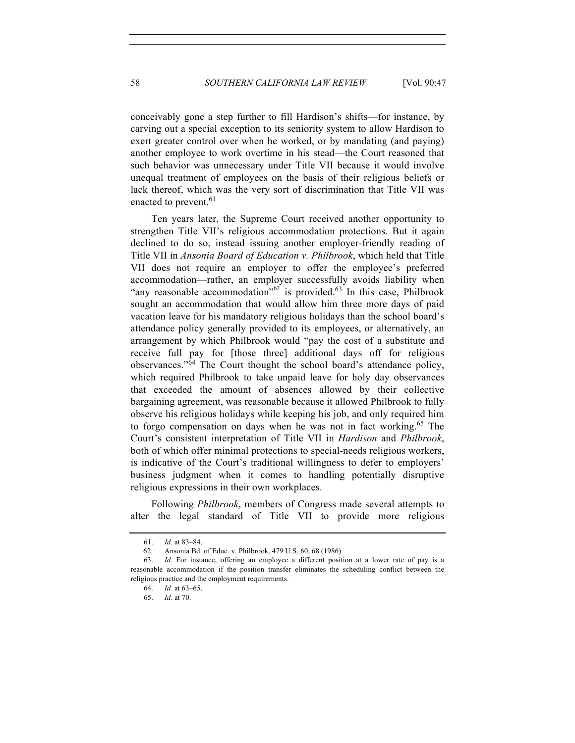conceivably gone a step further to fill Hardison's shifts—for instance, by carving out a special exception to its seniority system to allow Hardison to exert greater control over when he worked, or by mandating (and paying) another employee to work overtime in his stead—the Court reasoned that such behavior was unnecessary under Title VII because it would involve unequal treatment of employees on the basis of their religious beliefs or lack thereof, which was the very sort of discrimination that Title VII was enacted to prevent.[61]

Ten years later, the Supreme Court received another opportunity to strengthen Title VII's religious accommodation protections. But it again declined to do so, instead issuing another employer-friendly reading of Title VII in *Ansonia Board of Education v. Philbrook*, which held that Title VII does not require an employer to offer the employee's preferred accommodation—rather, an employer successfully avoids liability when "any reasonable accommodation"[62] is provided.[63] In this case, Philbrook sought an accommodation that would allow him three more days of paid vacation leave for his mandatory religious holidays than the school board's attendance policy generally provided to its employees, or alternatively, an arrangement by which Philbrook would "pay the cost of a substitute and receive full pay for [those three] additional days off for religious observances."[64] The Court thought the school board's attendance policy, which required Philbrook to take unpaid leave for holy day observances that exceeded the amount of absences allowed by their collective bargaining agreement, was reasonable because it allowed Philbrook to fully observe his religious holidays while keeping his job, and only required him to forgo compensation on days when he was not in fact working.[65] The Court's consistent interpretation of Title VII in *Hardison* and *Philbrook*, both of which offer minimal protections to special-needs religious workers, is indicative of the Court's traditional willingness to defer to employers' business judgment when it comes to handling potentially disruptive religious expressions in their own workplaces.

Following *Philbrook*, members of Congress made several attempts to alter the legal standard of Title VII to provide more religious

---

61. *Id.* at 83–84.

62. Ansonia Bd. of Educ. v. Philbrook, 479 U.S. 60, 68 (1986).

63. *Id.* For instance, offering an employee a different position at a lower rate of pay is a reasonable accommodation if the position transfer eliminates the scheduling conflict between the religious practice and the employment requirements.

64. *Id.* at 63–65.

65. *Id.* at 70.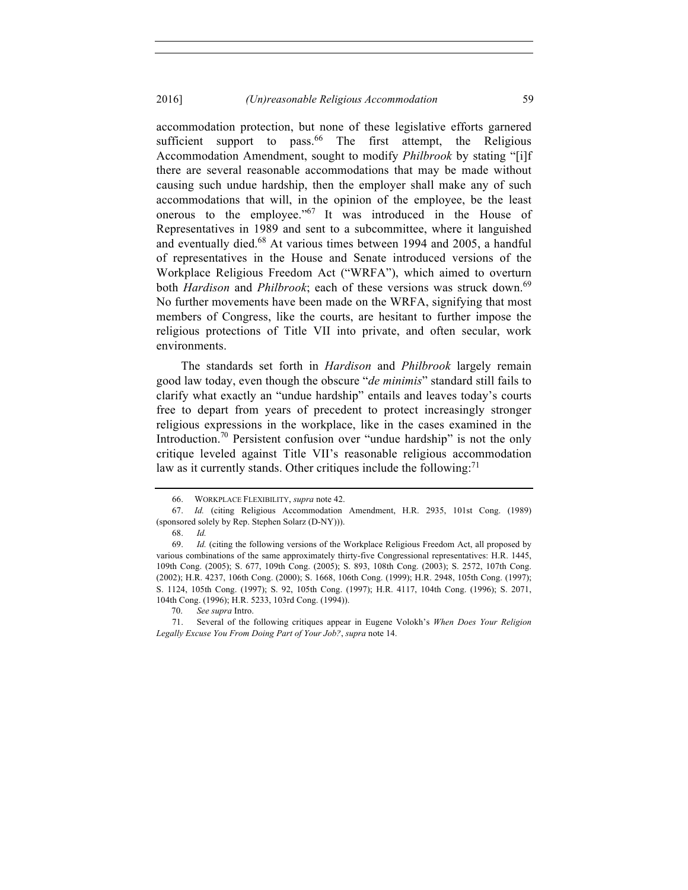accommodation protection, but none of these legislative efforts garnered sufficient support to pass.[66] The first attempt, the Religious Accommodation Amendment, sought to modify *Philbrook* by stating "[i]f there are several reasonable accommodations that may be made without causing such undue hardship, then the employer shall make any of such accommodations that will, in the opinion of the employee, be the least onerous to the employee."[67] It was introduced in the House of Representatives in 1989 and sent to a subcommittee, where it languished and eventually died.[68] At various times between 1994 and 2005, a handful of representatives in the House and Senate introduced versions of the Workplace Religious Freedom Act ("WRFA"), which aimed to overturn both *Hardison* and *Philbrook*; each of these versions was struck down.[69] No further movements have been made on the WRFA, signifying that most members of Congress, like the courts, are hesitant to further impose the religious protections of Title VII into private, and often secular, work environments.

The standards set forth in *Hardison* and *Philbrook* largely remain good law today, even though the obscure "*de minimis*" standard still fails to clarify what exactly an "undue hardship" entails and leaves today's courts free to depart from years of precedent to protect increasingly stronger religious expressions in the workplace, like in the cases examined in the Introduction.[70] Persistent confusion over "undue hardship" is not the only critique leveled against Title VII's reasonable religious accommodation law as it currently stands. Other critiques include the following:[71]

---

66. WORKPLACE FLEXIBILITY, *supra* note 42.

67. *Id.* (citing Religious Accommodation Amendment, H.R. 2935, 101st Cong. (1989) (sponsored solely by Rep. Stephen Solarz (D-NY))).

68. *Id.*

69. *Id.* (citing the following versions of the Workplace Religious Freedom Act, all proposed by various combinations of the same approximately thirty-five Congressional representatives: H.R. 1445, 109th Cong. (2005); S. 677, 109th Cong. (2005); S. 893, 108th Cong. (2003); S. 2572, 107th Cong. (2002); H.R. 4237, 106th Cong. (2000); S. 1668, 106th Cong. (1999); H.R. 2948, 105th Cong. (1997); S. 1124, 105th Cong. (1997); S. 92, 105th Cong. (1997); H.R. 4117, 104th Cong. (1996); S. 2071, 104th Cong. (1996); H.R. 5233, 103rd Cong. (1994)).

70. *See supra* Intro.

71. Several of the following critiques appear in Eugene Volokh's *When Does Your Religion Legally Excuse You From Doing Part of Your Job?*, *supra* note 14.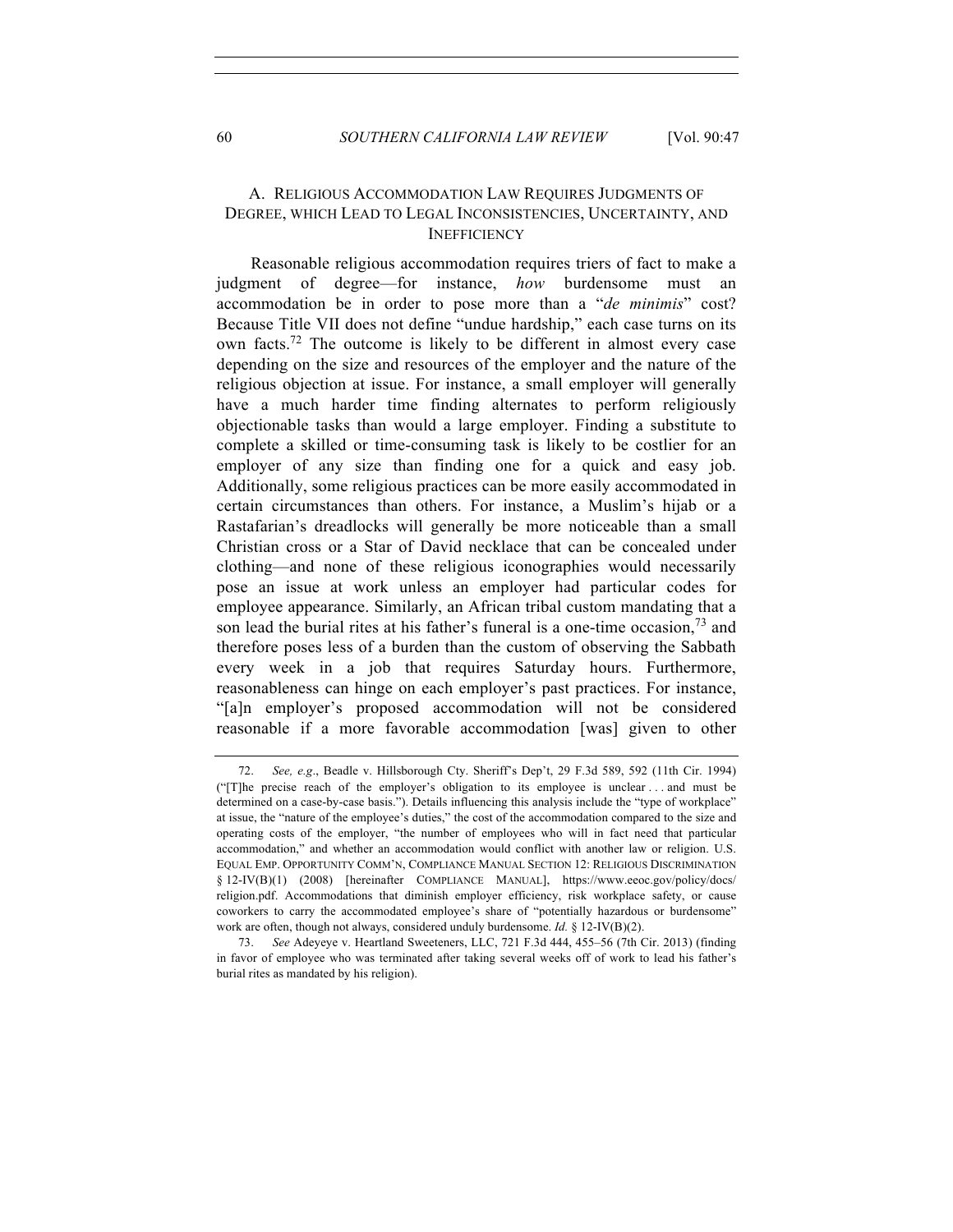### A. RELIGIOUS ACCOMMODATION LAW REQUIRES JUDGMENTS OF DEGREE, WHICH LEAD TO LEGAL INCONSISTENCIES, UNCERTAINTY, AND INEFFICIENCY

Reasonable religious accommodation requires triers of fact to make a judgment of degree—for instance, *how* burdensome must an accommodation be in order to pose more than a "*de minimis*" cost? Because Title VII does not define "undue hardship," each case turns on its own facts.[72] The outcome is likely to be different in almost every case depending on the size and resources of the employer and the nature of the religious objection at issue. For instance, a small employer will generally have a much harder time finding alternates to perform religiously objectionable tasks than would a large employer. Finding a substitute to complete a skilled or time-consuming task is likely to be costlier for an employer of any size than finding one for a quick and easy job. Additionally, some religious practices can be more easily accommodated in certain circumstances than others. For instance, a Muslim's hijab or a Rastafarian's dreadlocks will generally be more noticeable than a small Christian cross or a Star of David necklace that can be concealed under clothing—and none of these religious iconographies would necessarily pose an issue at work unless an employer had particular codes for employee appearance. Similarly, an African tribal custom mandating that a son lead the burial rites at his father's funeral is a one-time occasion,[73] and therefore poses less of a burden than the custom of observing the Sabbath every week in a job that requires Saturday hours. Furthermore, reasonableness can hinge on each employer's past practices. For instance, "[a]n employer's proposed accommodation will not be considered reasonable if a more favorable accommodation [was] given to other

---

72. *See, e.g.*, Beadle v. Hillsborough Cty. Sheriff's Dep't, 29 F.3d 589, 592 (11th Cir. 1994) ("[T]he precise reach of the employer's obligation to its employee is unclear . . . and must be determined on a case-by-case basis."). Details influencing this analysis include the "type of workplace" at issue, the "nature of the employee's duties," the cost of the accommodation compared to the size and operating costs of the employer, "the number of employees who will in fact need that particular accommodation," and whether an accommodation would conflict with another law or religion. U.S. EQUAL EMP. OPPORTUNITY COMM'N, COMPLIANCE MANUAL SECTION 12: RELIGIOUS DISCRIMINATION § 12-IV(B)(1) (2008) [hereinafter COMPLIANCE MANUAL], https://www.eeoc.gov/policy/docs/religion.pdf. Accommodations that diminish employer efficiency, risk workplace safety, or cause coworkers to carry the accommodated employee's share of "potentially hazardous or burdensome" work are often, though not always, considered unduly burdensome. *Id.* § 12-IV(B)(2).

73. *See* Adeyeye v. Heartland Sweeteners, LLC, 721 F.3d 444, 455–56 (7th Cir. 2013) (finding in favor of employee who was terminated after taking several weeks off of work to lead his father's burial rites as mandated by his religion).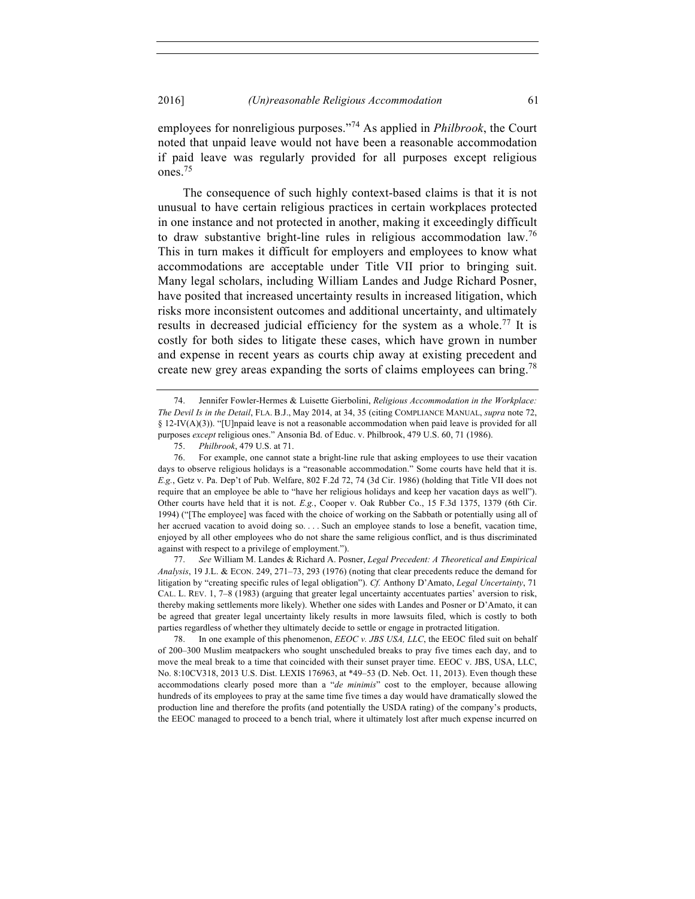employees for nonreligious purposes."[74] As applied in *Philbrook*, the Court noted that unpaid leave would not have been a reasonable accommodation if paid leave was regularly provided for all purposes except religious ones.[75]

The consequence of such highly context-based claims is that it is not unusual to have certain religious practices in certain workplaces protected in one instance and not protected in another, making it exceedingly difficult to draw substantive bright-line rules in religious accommodation law.[76] This in turn makes it difficult for employers and employees to know what accommodations are acceptable under Title VII prior to bringing suit. Many legal scholars, including William Landes and Judge Richard Posner, have posited that increased uncertainty results in increased litigation, which risks more inconsistent outcomes and additional uncertainty, and ultimately results in decreased judicial efficiency for the system as a whole.[77] It is costly for both sides to litigate these cases, which have grown in number and expense in recent years as courts chip away at existing precedent and create new grey areas expanding the sorts of claims employees can bring.[78]

---

74. Jennifer Fowler-Hermes & Luisette Gierbolini, *Religious Accommodation in the Workplace: The Devil Is in the Detail*, FLA. B.J., May 2014, at 34, 35 (citing COMPLIANCE MANUAL, *supra* note 72, § 12-IV(A)(3)). "[U]npaid leave is not a reasonable accommodation when paid leave is provided for all purposes *except* religious ones." Ansonia Bd. of Educ. v. Philbrook, 479 U.S. 60, 71 (1986).

75. *Philbrook*, 479 U.S. at 71.

76. For example, one cannot state a bright-line rule that asking employees to use their vacation days to observe religious holidays is a "reasonable accommodation." Some courts have held that it is. *E.g.*, Getz v. Pa. Dep't of Pub. Welfare, 802 F.2d 72, 74 (3d Cir. 1986) (holding that Title VII does not require that an employee be able to "have her religious holidays and keep her vacation days as well"). Other courts have held that it is not. *E.g.*, Cooper v. Oak Rubber Co., 15 F.3d 1375, 1379 (6th Cir. 1994) ("[The employee] was faced with the choice of working on the Sabbath or potentially using all of her accrued vacation to avoid doing so. . . . Such an employee stands to lose a benefit, vacation time, enjoyed by all other employees who do not share the same religious conflict, and is thus discriminated against with respect to a privilege of employment.").

77. *See* William M. Landes & Richard A. Posner, *Legal Precedent: A Theoretical and Empirical Analysis*, 19 J.L. & ECON. 249, 271–73, 293 (1976) (noting that clear precedents reduce the demand for litigation by "creating specific rules of legal obligation"). *Cf.* Anthony D'Amato, *Legal Uncertainty*, 71 CAL. L. REV. 1, 7–8 (1983) (arguing that greater legal uncertainty accentuates parties' aversion to risk, thereby making settlements more likely). Whether one sides with Landes and Posner or D'Amato, it can be agreed that greater legal uncertainty likely results in more lawsuits filed, which is costly to both parties regardless of whether they ultimately decide to settle or engage in protracted litigation.

78. In one example of this phenomenon, *EEOC v. JBS USA, LLC*, the EEOC filed suit on behalf of 200–300 Muslim meatpackers who sought unscheduled breaks to pray five times each day, and to move the meal break to a time that coincided with their sunset prayer time. EEOC v. JBS, USA, LLC, No. 8:10CV318, 2013 U.S. Dist. LEXIS 176963, at *49–53 (D. Neb. Oct. 11, 2013). Even though these accommodations clearly posed more than a "*de minimis*" cost to the employer, because allowing hundreds of its employees to pray at the same time five times a day would have dramatically slowed the production line and therefore the profits (and potentially the USDA rating) of the company's products, the EEOC managed to proceed to a bench trial, where it ultimately lost after much expense incurred on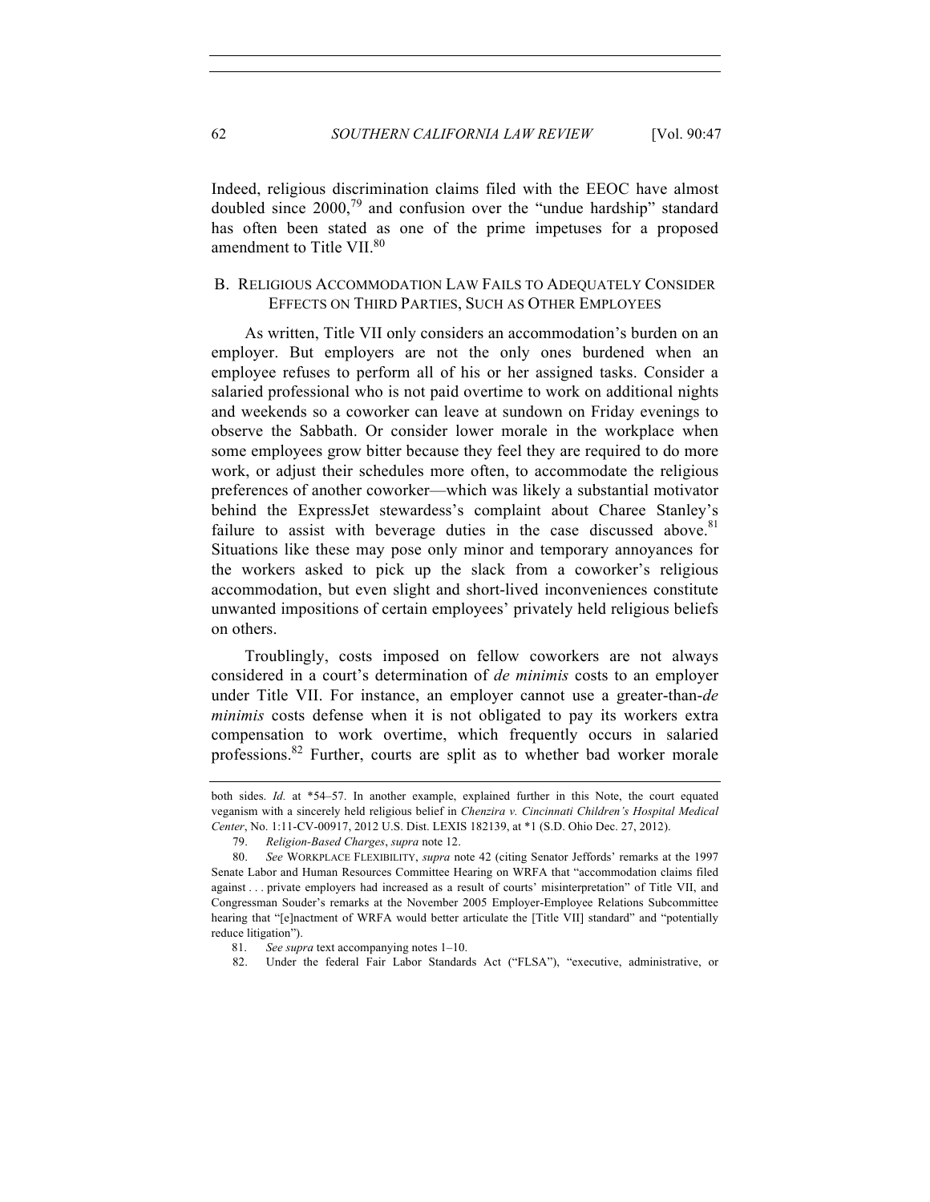Indeed, religious discrimination claims filed with the EEOC have almost doubled since 2000,[79] and confusion over the "undue hardship" standard has often been stated as one of the prime impetuses for a proposed amendment to Title VII.[80]

### B. Religious Accommodation Law Fails to Adequately Consider Effects on Third Parties, Such as Other Employees

As written, Title VII only considers an accommodation's burden on an employer. But employers are not the only ones burdened when an employee refuses to perform all of his or her assigned tasks. Consider a salaried professional who is not paid overtime to work on additional nights and weekends so a coworker can leave at sundown on Friday evenings to observe the Sabbath. Or consider lower morale in the workplace when some employees grow bitter because they feel they are required to do more work, or adjust their schedules more often, to accommodate the religious preferences of another coworker—which was likely a substantial motivator behind the ExpressJet stewardess's complaint about Charee Stanley's failure to assist with beverage duties in the case discussed above.[81] Situations like these may pose only minor and temporary annoyances for the workers asked to pick up the slack from a coworker's religious accommodation, but even slight and short-lived inconveniences constitute unwanted impositions of certain employees' privately held religious beliefs on others.

Troublingly, costs imposed on fellow coworkers are not always considered in a court's determination of *de minimis* costs to an employer under Title VII. For instance, an employer cannot use a greater-than-*de minimis* costs defense when it is not obligated to pay its workers extra compensation to work overtime, which frequently occurs in salaried professions.[82] Further, courts are split as to whether bad worker morale

---

both sides. *Id.* at *54–57. In another example, explained further in this Note, the court equated veganism with a sincerely held religious belief in *Chenzira v. Cincinnati Children's Hospital Medical Center*, No. 1:11-CV-00917, 2012 U.S. Dist. LEXIS 182139, at *1 (S.D. Ohio Dec. 27, 2012).

79. *Religion-Based Charges*, *supra* note 12.

80. *See* Workplace Flexibility, *supra* note 42 (citing Senator Jeffords' remarks at the 1997 Senate Labor and Human Resources Committee Hearing on WRFA that "accommodation claims filed against . . . private employers had increased as a result of courts' misinterpretation" of Title VII, and Congressman Souder's remarks at the November 2005 Employer-Employee Relations Subcommittee hearing that "[e]nactment of WRFA would better articulate the [Title VII] standard" and "potentially reduce litigation").

81. *See supra* text accompanying notes 1–10.

82. Under the federal Fair Labor Standards Act ("FLSA"), "executive, administrative, or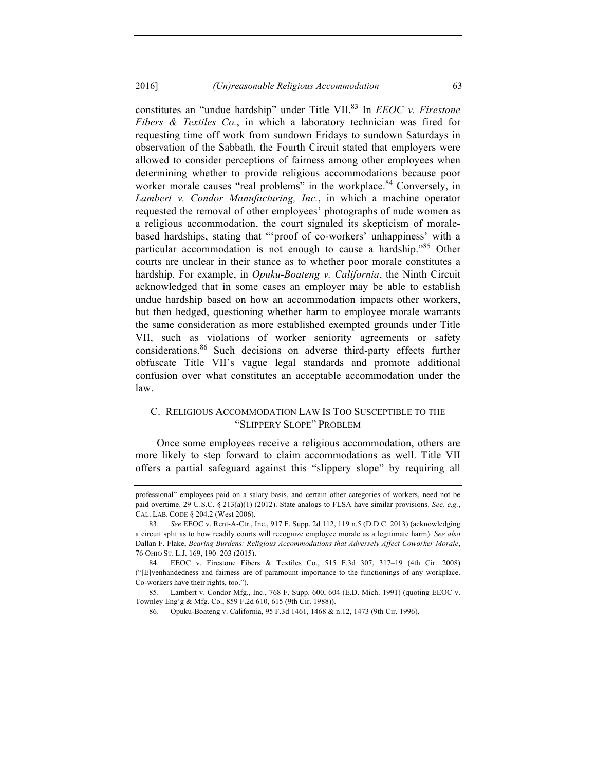constitutes an "undue hardship" under Title VII.[83] In *EEOC v. Firestone Fibers & Textiles Co.*, in which a laboratory technician was fired for requesting time off work from sundown Fridays to sundown Saturdays in observation of the Sabbath, the Fourth Circuit stated that employers were allowed to consider perceptions of fairness among other employees when determining whether to provide religious accommodations because poor worker morale causes "real problems" in the workplace.[84] Conversely, in *Lambert v. Condor Manufacturing, Inc.*, in which a machine operator requested the removal of other employees' photographs of nude women as a religious accommodation, the court signaled its skepticism of morale-based hardships, stating that "'proof of co-workers' unhappiness' with a particular accommodation is not enough to cause a hardship."[85] Other courts are unclear in their stance as to whether poor morale constitutes a hardship. For example, in *Opuku-Boateng v. California*, the Ninth Circuit acknowledged that in some cases an employer may be able to establish undue hardship based on how an accommodation impacts other workers, but then hedged, questioning whether harm to employee morale warrants the same consideration as more established exempted grounds under Title VII, such as violations of worker seniority agreements or safety considerations.[86] Such decisions on adverse third-party effects further obfuscate Title VII's vague legal standards and promote additional confusion over what constitutes an acceptable accommodation under the law.

## C. Religious Accommodation Law Is Too Susceptible to the "Slippery Slope" Problem

Once some employees receive a religious accommodation, others are more likely to step forward to claim accommodations as well. Title VII offers a partial safeguard against this "slippery slope" by requiring all

---

professional" employees paid on a salary basis, and certain other categories of workers, need not be paid overtime. 29 U.S.C. § 213(a)(1) (2012). State analogs to FLSA have similar provisions. *See, e.g.*, CAL. LAB. CODE § 204.2 (West 2006).

83. *See* EEOC v. Rent-A-Ctr., Inc., 917 F. Supp. 2d 112, 119 n.5 (D.D.C. 2013) (acknowledging a circuit split as to how readily courts will recognize employee morale as a legitimate harm). *See also* Dallan F. Flake, *Bearing Burdens: Religious Accommodations that Adversely Affect Coworker Morale*, 76 OHIO ST. L.J. 169, 190–203 (2015).

84. EEOC v. Firestone Fibers & Textiles Co., 515 F.3d 307, 317–19 (4th Cir. 2008) ("[E]venhandedness and fairness are of paramount importance to the functionings of any workplace. Co-workers have their rights, too.").

85. Lambert v. Condor Mfg., Inc., 768 F. Supp. 600, 604 (E.D. Mich. 1991) (quoting EEOC v. Townley Eng'g & Mfg. Co., 859 F.2d 610, 615 (9th Cir. 1988)).

86. Opuku-Boateng v. California, 95 F.3d 1461, 1468 & n.12, 1473 (9th Cir. 1996).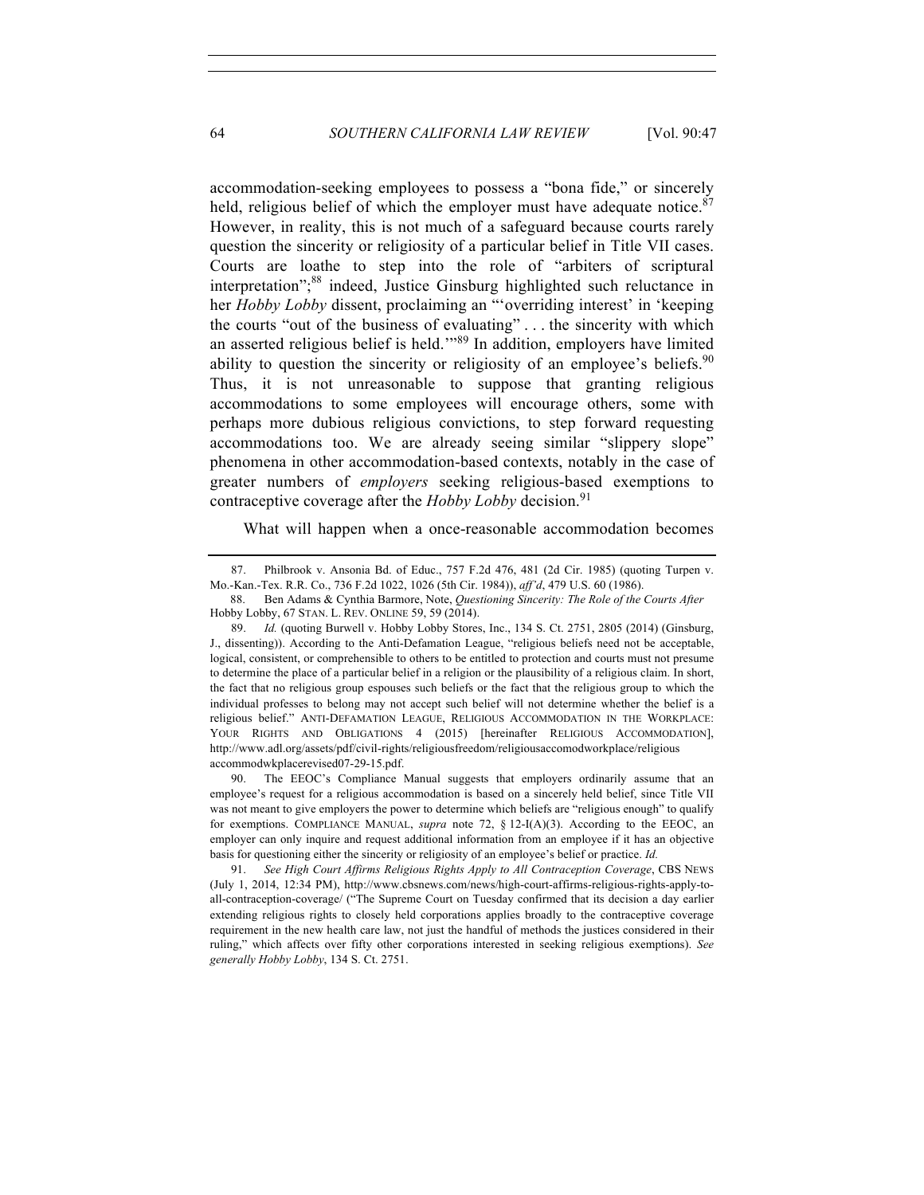accommodation-seeking employees to possess a "bona fide," or sincerely held, religious belief of which the employer must have adequate notice.[87] However, in reality, this is not much of a safeguard because courts rarely question the sincerity or religiosity of a particular belief in Title VII cases. Courts are loathe to step into the role of "arbiters of scriptural interpretation";[88] indeed, Justice Ginsburg highlighted such reluctance in her *Hobby Lobby* dissent, proclaiming an "'overriding interest' in 'keeping the courts "out of the business of evaluating" . . . the sincerity with which an asserted religious belief is held.'"[89] In addition, employers have limited ability to question the sincerity or religiosity of an employee's beliefs.[90] Thus, it is not unreasonable to suppose that granting religious accommodations to some employees will encourage others, some with perhaps more dubious religious convictions, to step forward requesting accommodations too. We are already seeing similar "slippery slope" phenomena in other accommodation-based contexts, notably in the case of greater numbers of *employers* seeking religious-based exemptions to contraceptive coverage after the *Hobby Lobby* decision.[91]

What will happen when a once-reasonable accommodation becomes

---

87. Philbrook v. Ansonia Bd. of Educ., 757 F.2d 476, 481 (2d Cir. 1985) (quoting Turpen v. Mo.-Kan.-Tex. R.R. Co., 736 F.2d 1022, 1026 (5th Cir. 1984)), *aff'd*, 479 U.S. 60 (1986).

88. Ben Adams & Cynthia Barmore, Note, *Questioning Sincerity: The Role of the Courts After* Hobby Lobby, 67 STAN. L. REV. ONLINE 59, 59 (2014).

89. *Id.* (quoting Burwell v. Hobby Lobby Stores, Inc., 134 S. Ct. 2751, 2805 (2014) (Ginsburg, J., dissenting)). According to the Anti-Defamation League, "religious beliefs need not be acceptable, logical, consistent, or comprehensible to others to be entitled to protection and courts must not presume to determine the place of a particular belief in a religion or the plausibility of a religious claim. In short, the fact that no religious group espouses such beliefs or the fact that the religious group to which the individual professes to belong may not accept such belief will not determine whether the belief is a religious belief." ANTI-DEFAMATION LEAGUE, RELIGIOUS ACCOMMODATION IN THE WORKPLACE: YOUR RIGHTS AND OBLIGATIONS 4 (2015) [hereinafter RELIGIOUS ACCOMMODATION], http://www.adl.org/assets/pdf/civil-rights/religiousfreedom/religiousaccomodworkplace/religious accommodwkplacerevised07-29-15.pdf.

90. The EEOC's Compliance Manual suggests that employers ordinarily assume that an employee's request for a religious accommodation is based on a sincerely held belief, since Title VII was not meant to give employers the power to determine which beliefs are "religious enough" to qualify for exemptions. COMPLIANCE MANUAL, *supra* note 72, § 12-I(A)(3). According to the EEOC, an employer can only inquire and request additional information from an employee if it has an objective basis for questioning either the sincerity or religiosity of an employee's belief or practice. *Id.*

91. *See High Court Affirms Religious Rights Apply to All Contraception Coverage*, CBS NEWS (July 1, 2014, 12:34 PM), http://www.cbsnews.com/news/high-court-affirms-religious-rights-apply-to-all-contraception-coverage/ ("The Supreme Court on Tuesday confirmed that its decision a day earlier extending religious rights to closely held corporations applies broadly to the contraceptive coverage requirement in the new health care law, not just the handful of methods the justices considered in their ruling," which affects over fifty other corporations interested in seeking religious exemptions). *See generally Hobby Lobby*, 134 S. Ct. 2751.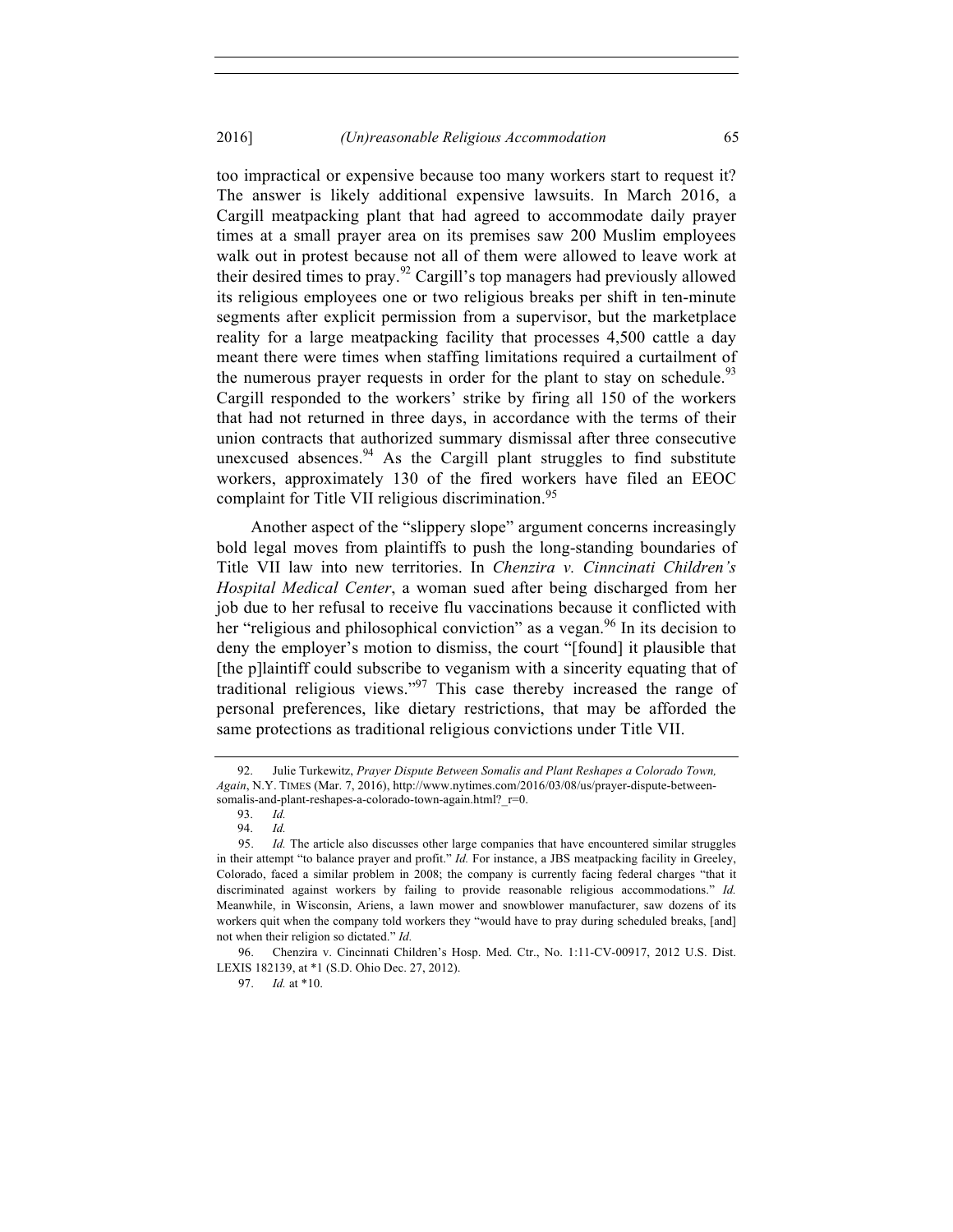too impractical or expensive because too many workers start to request it? The answer is likely additional expensive lawsuits. In March 2016, a Cargill meatpacking plant that had agreed to accommodate daily prayer times at a small prayer area on its premises saw 200 Muslim employees walk out in protest because not all of them were allowed to leave work at their desired times to pray.[92] Cargill's top managers had previously allowed its religious employees one or two religious breaks per shift in ten-minute segments after explicit permission from a supervisor, but the marketplace reality for a large meatpacking facility that processes 4,500 cattle a day meant there were times when staffing limitations required a curtailment of the numerous prayer requests in order for the plant to stay on schedule.[93] Cargill responded to the workers' strike by firing all 150 of the workers that had not returned in three days, in accordance with the terms of their union contracts that authorized summary dismissal after three consecutive unexcused absences.[94] As the Cargill plant struggles to find substitute workers, approximately 130 of the fired workers have filed an EEOC complaint for Title VII religious discrimination.[95]

Another aspect of the "slippery slope" argument concerns increasingly bold legal moves from plaintiffs to push the long-standing boundaries of Title VII law into new territories. In *Chenzira v. Cinncinati Children's Hospital Medical Center*, a woman sued after being discharged from her job due to her refusal to receive flu vaccinations because it conflicted with her "religious and philosophical conviction" as a vegan.[96] In its decision to deny the employer's motion to dismiss, the court "[found] it plausible that [the p]laintiff could subscribe to veganism with a sincerity equating that of traditional religious views."[97] This case thereby increased the range of personal preferences, like dietary restrictions, that may be afforded the same protections as traditional religious convictions under Title VII.

---

92. Julie Turkewitz, *Prayer Dispute Between Somalis and Plant Reshapes a Colorado Town, Again*, N.Y. TIMES (Mar. 7, 2016), http://www.nytimes.com/2016/03/08/us/prayer-dispute-between-somalis-and-plant-reshapes-a-colorado-town-again.html?_r=0.

93. *Id.*

94. *Id.*

95. *Id.* The article also discusses other large companies that have encountered similar struggles in their attempt "to balance prayer and profit." *Id.* For instance, a JBS meatpacking facility in Greeley, Colorado, faced a similar problem in 2008; the company is currently facing federal charges "that it discriminated against workers by failing to provide reasonable religious accommodations." *Id.* Meanwhile, in Wisconsin, Ariens, a lawn mower and snowblower manufacturer, saw dozens of its workers quit when the company told workers they "would have to pray during scheduled breaks, [and] not when their religion so dictated." *Id.*

96. Chenzira v. Cincinnati Children's Hosp. Med. Ctr., No. 1:11-CV-00917, 2012 U.S. Dist. LEXIS 182139, at *1 (S.D. Ohio Dec. 27, 2012).

97. *Id.* at *10.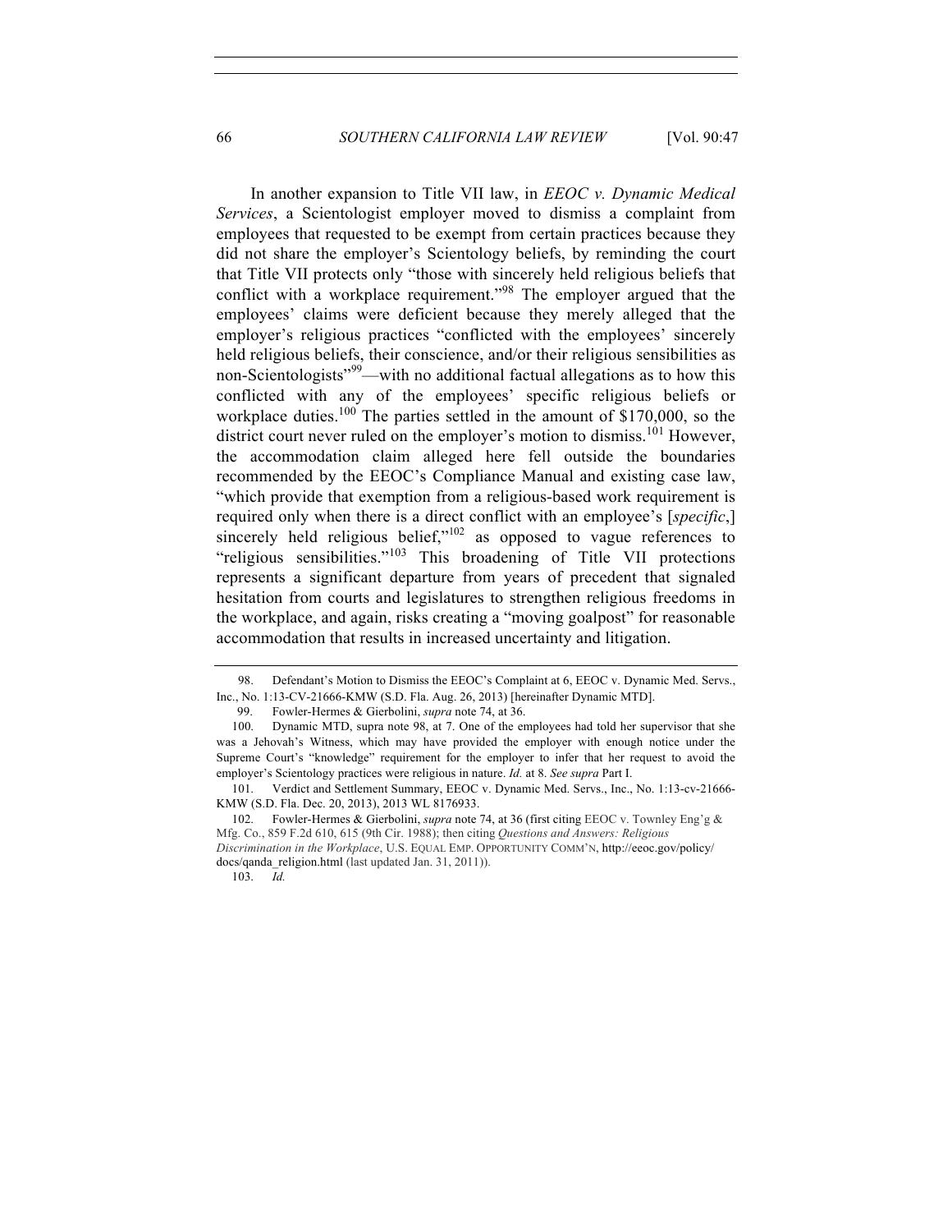In another expansion to Title VII law, in *EEOC v. Dynamic Medical Services*, a Scientologist employer moved to dismiss a complaint from employees that requested to be exempt from certain practices because they did not share the employer's Scientology beliefs, by reminding the court that Title VII protects only "those with sincerely held religious beliefs that conflict with a workplace requirement."[98] The employer argued that the employees' claims were deficient because they merely alleged that the employer's religious practices "conflicted with the employees' sincerely held religious beliefs, their conscience, and/or their religious sensibilities as non-Scientologists"[99]—with no additional factual allegations as to how this conflicted with any of the employees' specific religious beliefs or workplace duties.[100] The parties settled in the amount of $170,000, so the district court never ruled on the employer's motion to dismiss.[101] However, the accommodation claim alleged here fell outside the boundaries recommended by the EEOC's Compliance Manual and existing case law, "which provide that exemption from a religious-based work requirement is required only when there is a direct conflict with an employee's [*specific*,] sincerely held religious belief,"[102] as opposed to vague references to "religious sensibilities."[103] This broadening of Title VII protections represents a significant departure from years of precedent that signaled hesitation from courts and legislatures to strengthen religious freedoms in the workplace, and again, risks creating a "moving goalpost" for reasonable accommodation that results in increased uncertainty and litigation.

---

98. Defendant's Motion to Dismiss the EEOC's Complaint at 6, EEOC v. Dynamic Med. Servs., Inc., No. 1:13-CV-21666-KMW (S.D. Fla. Aug. 26, 2013) [hereinafter Dynamic MTD].

99. Fowler-Hermes & Gierbolini, *supra* note 74, at 36.

100. Dynamic MTD, supra note 98, at 7. One of the employees had told her supervisor that she was a Jehovah's Witness, which may have provided the employer with enough notice under the Supreme Court's "knowledge" requirement for the employer to infer that her request to avoid the employer's Scientology practices were religious in nature. *Id.* at 8. *See supra* Part I.

101. Verdict and Settlement Summary, EEOC v. Dynamic Med. Servs., Inc., No. 1:13-cv-21666-KMW (S.D. Fla. Dec. 20, 2013), 2013 WL 8176933.

102. Fowler-Hermes & Gierbolini, *supra* note 74, at 36 (first citing EEOC v. Townley Eng'g & Mfg. Co., 859 F.2d 610, 615 (9th Cir. 1988); then citing *Questions and Answers: Religious Discrimination in the Workplace*, U.S. EQUAL EMP. OPPORTUNITY COMM'N, http://eeoc.gov/policy/docs/qanda_religion.html (last updated Jan. 31, 2011)).

103. *Id.*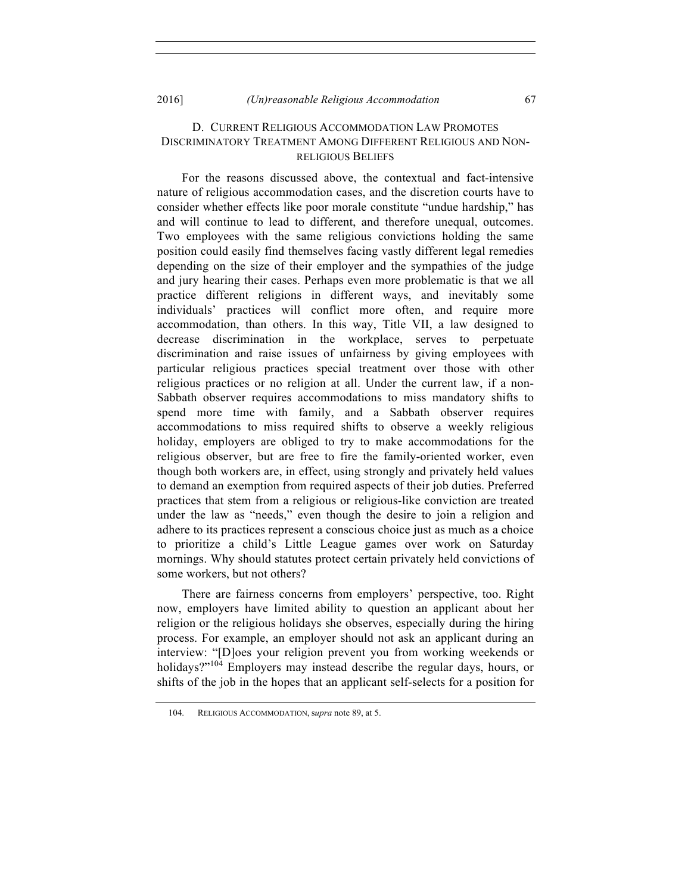### D. CURRENT RELIGIOUS ACCOMMODATION LAW PROMOTES DISCRIMINATORY TREATMENT AMONG DIFFERENT RELIGIOUS AND NON-RELIGIOUS BELIEFS

For the reasons discussed above, the contextual and fact-intensive nature of religious accommodation cases, and the discretion courts have to consider whether effects like poor morale constitute "undue hardship," has and will continue to lead to different, and therefore unequal, outcomes. Two employees with the same religious convictions holding the same position could easily find themselves facing vastly different legal remedies depending on the size of their employer and the sympathies of the judge and jury hearing their cases. Perhaps even more problematic is that we all practice different religions in different ways, and inevitably some individuals' practices will conflict more often, and require more accommodation, than others. In this way, Title VII, a law designed to decrease discrimination in the workplace, serves to perpetuate discrimination and raise issues of unfairness by giving employees with particular religious practices special treatment over those with other religious practices or no religion at all. Under the current law, if a non-Sabbath observer requires accommodations to miss mandatory shifts to spend more time with family, and a Sabbath observer requires accommodations to miss required shifts to observe a weekly religious holiday, employers are obliged to try to make accommodations for the religious observer, but are free to fire the family-oriented worker, even though both workers are, in effect, using strongly and privately held values to demand an exemption from required aspects of their job duties. Preferred practices that stem from a religious or religious-like conviction are treated under the law as "needs," even though the desire to join a religion and adhere to its practices represent a conscious choice just as much as a choice to prioritize a child's Little League games over work on Saturday mornings. Why should statutes protect certain privately held convictions of some workers, but not others?

There are fairness concerns from employers' perspective, too. Right now, employers have limited ability to question an applicant about her religion or the religious holidays she observes, especially during the hiring process. For example, an employer should not ask an applicant during an interview: "[D]oes your religion prevent you from working weekends or holidays?"[104] Employers may instead describe the regular days, hours, or shifts of the job in the hopes that an applicant self-selects for a position for

---

104. RELIGIOUS ACCOMMODATION, *supra* note 89, at 5.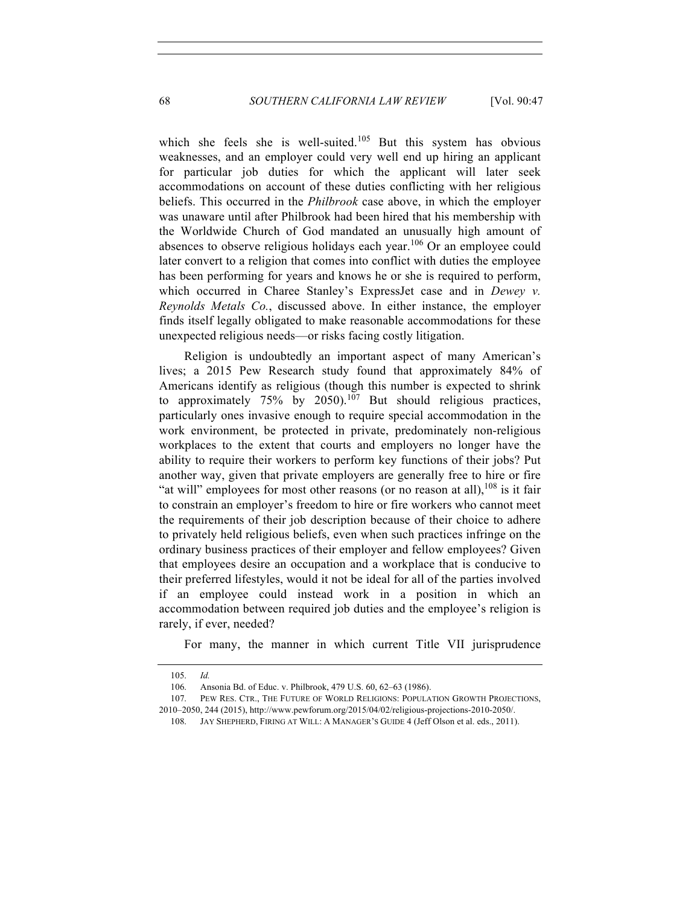which she feels she is well-suited.[105] But this system has obvious weaknesses, and an employer could very well end up hiring an applicant for particular job duties for which the applicant will later seek accommodations on account of these duties conflicting with her religious beliefs. This occurred in the *Philbrook* case above, in which the employer was unaware until after Philbrook had been hired that his membership with the Worldwide Church of God mandated an unusually high amount of absences to observe religious holidays each year.[106] Or an employee could later convert to a religion that comes into conflict with duties the employee has been performing for years and knows he or she is required to perform, which occurred in Charee Stanley's ExpressJet case and in *Dewey v. Reynolds Metals Co.*, discussed above. In either instance, the employer finds itself legally obligated to make reasonable accommodations for these unexpected religious needs—or risks facing costly litigation.

Religion is undoubtedly an important aspect of many American's lives; a 2015 Pew Research study found that approximately 84% of Americans identify as religious (though this number is expected to shrink to approximately 75% by 2050).[107] But should religious practices, particularly ones invasive enough to require special accommodation in the work environment, be protected in private, predominately non-religious workplaces to the extent that courts and employers no longer have the ability to require their workers to perform key functions of their jobs? Put another way, given that private employers are generally free to hire or fire "at will" employees for most other reasons (or no reason at all),[108] is it fair to constrain an employer's freedom to hire or fire workers who cannot meet the requirements of their job description because of their choice to adhere to privately held religious beliefs, even when such practices infringe on the ordinary business practices of their employer and fellow employees? Given that employees desire an occupation and a workplace that is conducive to their preferred lifestyles, would it not be ideal for all of the parties involved if an employee could instead work in a position in which an accommodation between required job duties and the employee's religion is rarely, if ever, needed?

For many, the manner in which current Title VII jurisprudence

---

105. *Id.*

106. Ansonia Bd. of Educ. v. Philbrook, 479 U.S. 60, 62–63 (1986).

107. PEW RES. CTR., THE FUTURE OF WORLD RELIGIONS: POPULATION GROWTH PROJECTIONS, 2010–2050, 244 (2015), http://www.pewforum.org/2015/04/02/religious-projections-2010-2050/.

108. JAY SHEPHERD, FIRING AT WILL: A MANAGER'S GUIDE 4 (Jeff Olson et al. eds., 2011).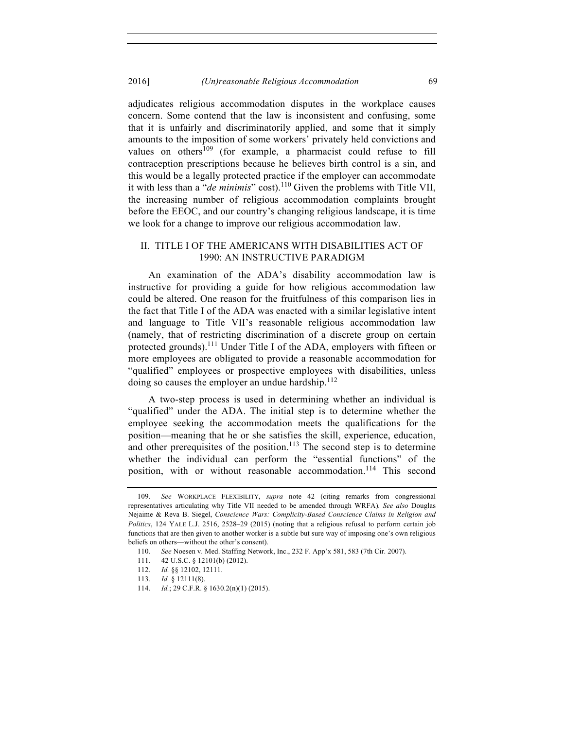adjudicates religious accommodation disputes in the workplace causes concern. Some contend that the law is inconsistent and confusing, some that it is unfairly and discriminatorily applied, and some that it simply amounts to the imposition of some workers' privately held convictions and values on others[109] (for example, a pharmacist could refuse to fill contraception prescriptions because he believes birth control is a sin, and this would be a legally protected practice if the employer can accommodate it with less than a "*de minimis*" cost).[110] Given the problems with Title VII, the increasing number of religious accommodation complaints brought before the EEOC, and our country's changing religious landscape, it is time we look for a change to improve our religious accommodation law.

## II. TITLE I OF THE AMERICANS WITH DISABILITIES ACT OF 1990: AN INSTRUCTIVE PARADIGM

An examination of the ADA's disability accommodation law is instructive for providing a guide for how religious accommodation law could be altered. One reason for the fruitfulness of this comparison lies in the fact that Title I of the ADA was enacted with a similar legislative intent and language to Title VII's reasonable religious accommodation law (namely, that of restricting discrimination of a discrete group on certain protected grounds).[111] Under Title I of the ADA, employers with fifteen or more employees are obligated to provide a reasonable accommodation for "qualified" employees or prospective employees with disabilities, unless doing so causes the employer an undue hardship.[112]

A two-step process is used in determining whether an individual is "qualified" under the ADA. The initial step is to determine whether the employee seeking the accommodation meets the qualifications for the position—meaning that he or she satisfies the skill, experience, education, and other prerequisites of the position.[113] The second step is to determine whether the individual can perform the "essential functions" of the position, with or without reasonable accommodation.[114] This second

---

109. *See* WORKPLACE FLEXIBILITY, *supra* note 42 (citing remarks from congressional representatives articulating why Title VII needed to be amended through WRFA). *See also* Douglas Nejaime & Reva B. Siegel, *Conscience Wars: Complicity-Based Conscience Claims in Religion and Politics*, 124 YALE L.J. 2516, 2528–29 (2015) (noting that a religious refusal to perform certain job functions that are then given to another worker is a subtle but sure way of imposing one's own religious beliefs on others—without the other's consent).

110. *See* Noesen v. Med. Staffing Network, Inc., 232 F. App'x 581, 583 (7th Cir. 2007).

111. 42 U.S.C. § 12101(b) (2012).

112. *Id.* §§ 12102, 12111.

113. *Id.* § 12111(8).

114. *Id.*; 29 C.F.R. § 1630.2(n)(1) (2015).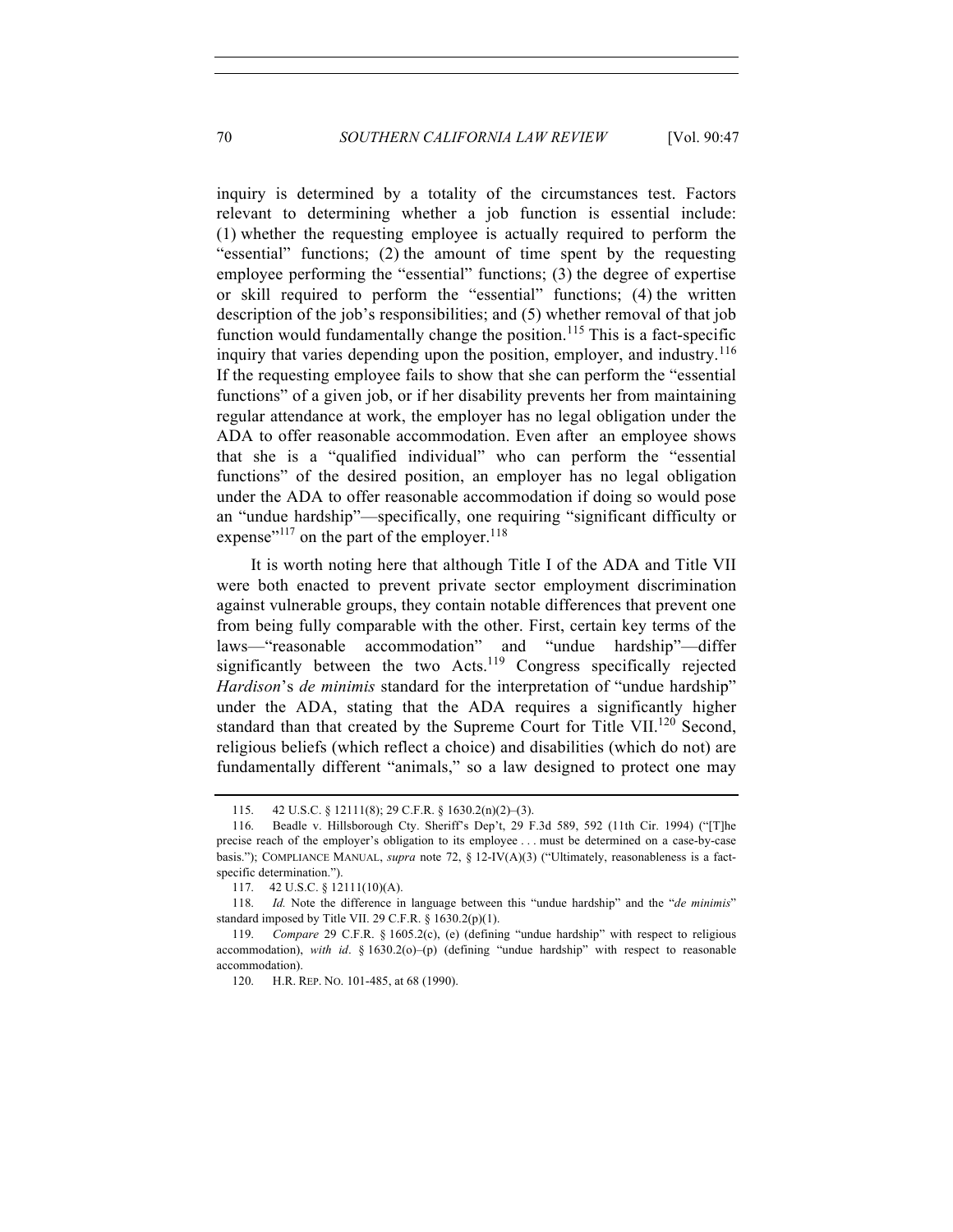inquiry is determined by a totality of the circumstances test. Factors relevant to determining whether a job function is essential include: (1) whether the requesting employee is actually required to perform the "essential" functions; (2) the amount of time spent by the requesting employee performing the "essential" functions; (3) the degree of expertise or skill required to perform the "essential" functions; (4) the written description of the job's responsibilities; and (5) whether removal of that job function would fundamentally change the position.[115] This is a fact-specific inquiry that varies depending upon the position, employer, and industry.[116] If the requesting employee fails to show that she can perform the "essential functions" of a given job, or if her disability prevents her from maintaining regular attendance at work, the employer has no legal obligation under the ADA to offer reasonable accommodation. Even after an employee shows that she is a "qualified individual" who can perform the "essential functions" of the desired position, an employer has no legal obligation under the ADA to offer reasonable accommodation if doing so would pose an "undue hardship"—specifically, one requiring "significant difficulty or expense"[117] on the part of the employer.[118]

It is worth noting here that although Title I of the ADA and Title VII were both enacted to prevent private sector employment discrimination against vulnerable groups, they contain notable differences that prevent one from being fully comparable with the other. First, certain key terms of the laws—"reasonable accommodation" and "undue hardship"—differ significantly between the two Acts.[119] Congress specifically rejected *Hardison*'s *de minimis* standard for the interpretation of "undue hardship" under the ADA, stating that the ADA requires a significantly higher standard than that created by the Supreme Court for Title VII.[120] Second, religious beliefs (which reflect a choice) and disabilities (which do not) are fundamentally different "animals," so a law designed to protect one may

---

115. 42 U.S.C. § 12111(8); 29 C.F.R. § 1630.2(n)(2)–(3).

116. Beadle v. Hillsborough Cty. Sheriff's Dep't, 29 F.3d 589, 592 (11th Cir. 1994) ("[T]he precise reach of the employer's obligation to its employee . . . must be determined on a case-by-case basis."); COMPLIANCE MANUAL, *supra* note 72, § 12-IV(A)(3) ("Ultimately, reasonableness is a fact-specific determination.").

117. 42 U.S.C. § 12111(10)(A).

118. *Id.* Note the difference in language between this "undue hardship" and the "*de minimis*" standard imposed by Title VII. 29 C.F.R. § 1630.2(p)(1).

119. *Compare* 29 C.F.R. § 1605.2(c), (e) (defining "undue hardship" with respect to religious accommodation), *with id*. § 1630.2(o)–(p) (defining "undue hardship" with respect to reasonable accommodation).

120. H.R. REP. NO. 101-485, at 68 (1990).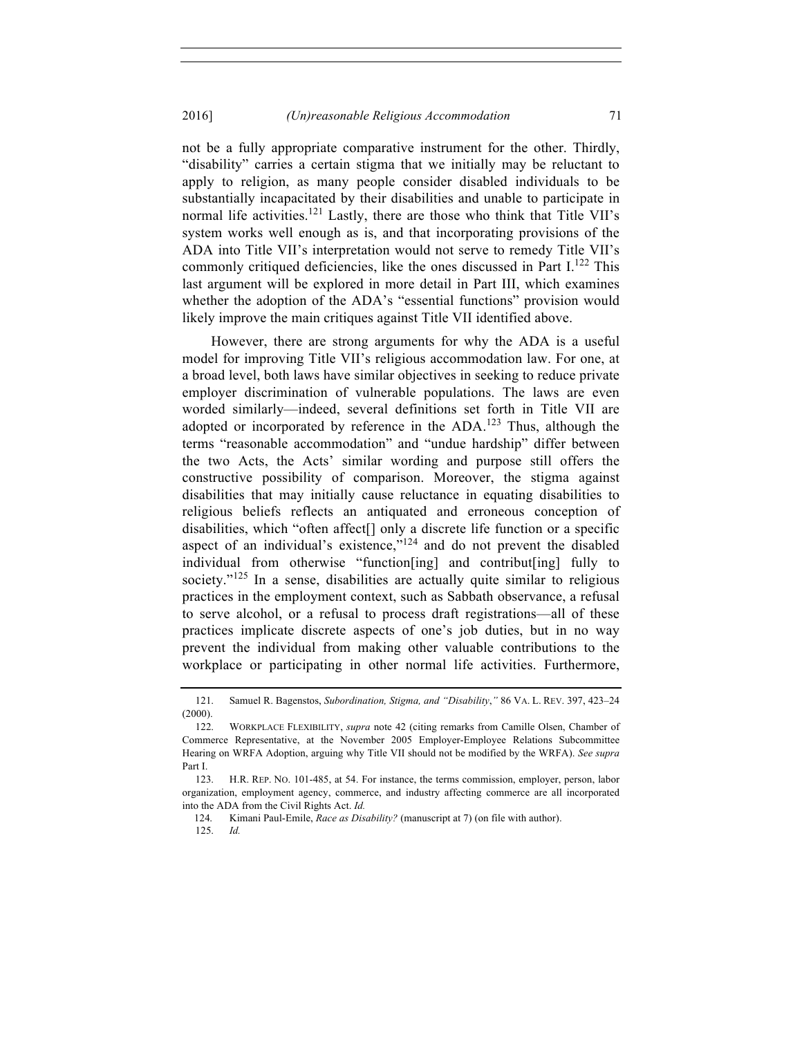not be a fully appropriate comparative instrument for the other. Thirdly, "disability" carries a certain stigma that we initially may be reluctant to apply to religion, as many people consider disabled individuals to be substantially incapacitated by their disabilities and unable to participate in normal life activities.[121] Lastly, there are those who think that Title VII's system works well enough as is, and that incorporating provisions of the ADA into Title VII's interpretation would not serve to remedy Title VII's commonly critiqued deficiencies, like the ones discussed in Part I.[122] This last argument will be explored in more detail in Part III, which examines whether the adoption of the ADA's "essential functions" provision would likely improve the main critiques against Title VII identified above.

However, there are strong arguments for why the ADA is a useful model for improving Title VII's religious accommodation law. For one, at a broad level, both laws have similar objectives in seeking to reduce private employer discrimination of vulnerable populations. The laws are even worded similarly—indeed, several definitions set forth in Title VII are adopted or incorporated by reference in the ADA.[123] Thus, although the terms "reasonable accommodation" and "undue hardship" differ between the two Acts, the Acts' similar wording and purpose still offers the constructive possibility of comparison. Moreover, the stigma against disabilities that may initially cause reluctance in equating disabilities to religious beliefs reflects an antiquated and erroneous conception of disabilities, which "often affect[] only a discrete life function or a specific aspect of an individual's existence,"[124] and do not prevent the disabled individual from otherwise "function[ing] and contribut[ing] fully to society."[125] In a sense, disabilities are actually quite similar to religious practices in the employment context, such as Sabbath observance, a refusal to serve alcohol, or a refusal to process draft registrations—all of these practices implicate discrete aspects of one's job duties, but in no way prevent the individual from making other valuable contributions to the workplace or participating in other normal life activities. Furthermore,

---

121. Samuel R. Bagenstos, *Subordination, Stigma, and "Disability*,*"* 86 VA. L. REV. 397, 423–24 (2000).

122. WORKPLACE FLEXIBILITY, *supra* note 42 (citing remarks from Camille Olsen, Chamber of Commerce Representative, at the November 2005 Employer-Employee Relations Subcommittee Hearing on WRFA Adoption, arguing why Title VII should not be modified by the WRFA). *See supra* Part I.

123. H.R. REP. NO. 101-485, at 54. For instance, the terms commission, employer, person, labor organization, employment agency, commerce, and industry affecting commerce are all incorporated into the ADA from the Civil Rights Act. *Id.*

124. Kimani Paul-Emile, *Race as Disability?* (manuscript at 7) (on file with author).

125. *Id.*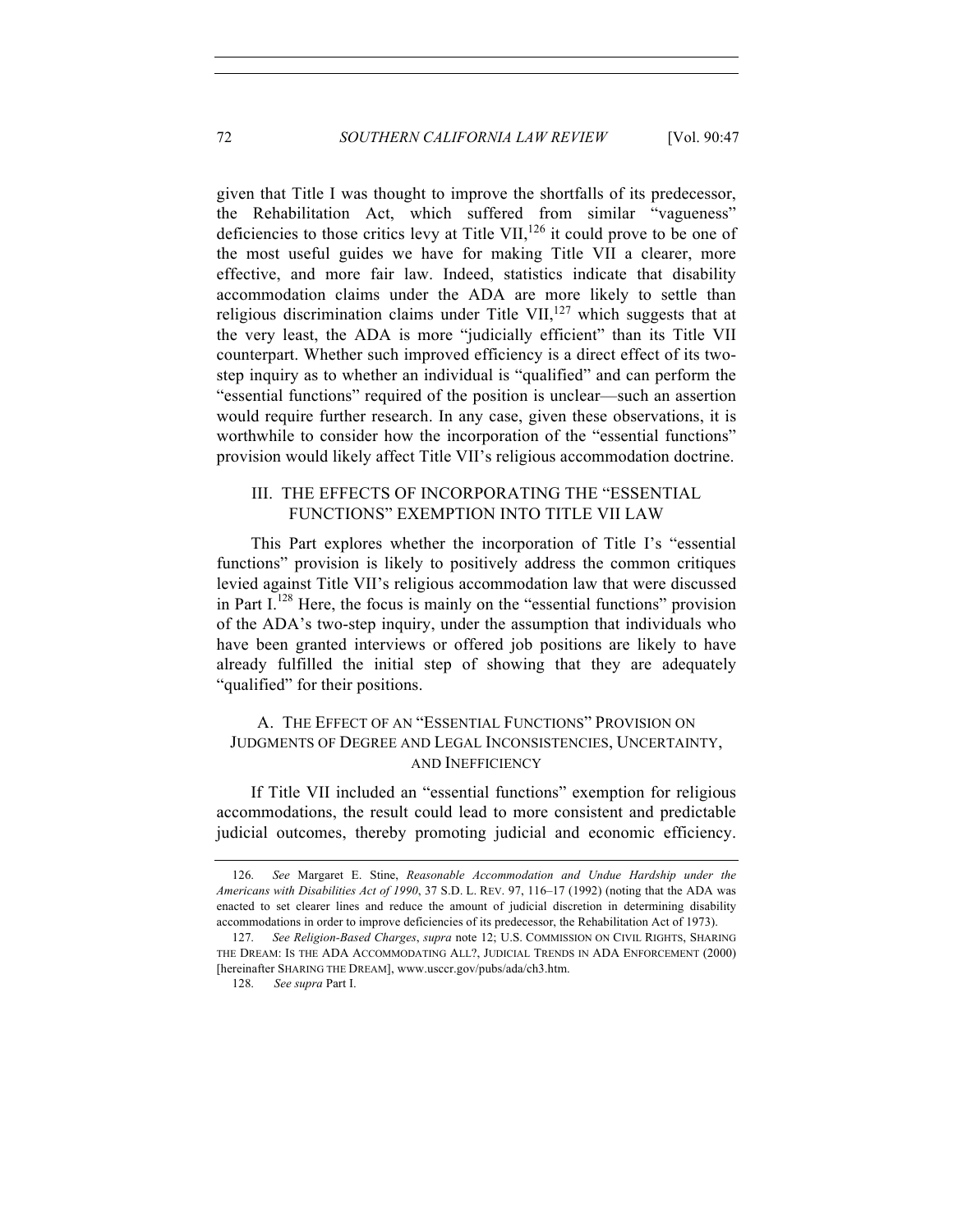given that Title I was thought to improve the shortfalls of its predecessor, the Rehabilitation Act, which suffered from similar "vagueness" deficiencies to those critics levy at Title VII,[126] it could prove to be one of the most useful guides we have for making Title VII a clearer, more effective, and more fair law. Indeed, statistics indicate that disability accommodation claims under the ADA are more likely to settle than religious discrimination claims under Title VII,[127] which suggests that at the very least, the ADA is more "judicially efficient" than its Title VII counterpart. Whether such improved efficiency is a direct effect of its two-step inquiry as to whether an individual is "qualified" and can perform the "essential functions" required of the position is unclear—such an assertion would require further research. In any case, given these observations, it is worthwhile to consider how the incorporation of the "essential functions" provision would likely affect Title VII's religious accommodation doctrine.

## III. THE EFFECTS OF INCORPORATING THE "ESSENTIAL FUNCTIONS" EXEMPTION INTO TITLE VII LAW

This Part explores whether the incorporation of Title I's "essential functions" provision is likely to positively address the common critiques levied against Title VII's religious accommodation law that were discussed in Part I.[128] Here, the focus is mainly on the "essential functions" provision of the ADA's two-step inquiry, under the assumption that individuals who have been granted interviews or offered job positions are likely to have already fulfilled the initial step of showing that they are adequately "qualified" for their positions.

### A. THE EFFECT OF AN "ESSENTIAL FUNCTIONS" PROVISION ON JUDGMENTS OF DEGREE AND LEGAL INCONSISTENCIES, UNCERTAINTY, AND INEFFICIENCY

If Title VII included an "essential functions" exemption for religious accommodations, the result could lead to more consistent and predictable judicial outcomes, thereby promoting judicial and economic efficiency.

---

126. *See* Margaret E. Stine, *Reasonable Accommodation and Undue Hardship under the Americans with Disabilities Act of 1990*, 37 S.D. L. REV. 97, 116–17 (1992) (noting that the ADA was enacted to set clearer lines and reduce the amount of judicial discretion in determining disability accommodations in order to improve deficiencies of its predecessor, the Rehabilitation Act of 1973).

127. *See Religion-Based Charges*, *supra* note 12; U.S. COMMISSION ON CIVIL RIGHTS, SHARING THE DREAM: IS THE ADA ACCOMMODATING ALL?, JUDICIAL TRENDS IN ADA ENFORCEMENT (2000) [hereinafter SHARING THE DREAM], www.usccr.gov/pubs/ada/ch3.htm.

128. *See supra* Part I.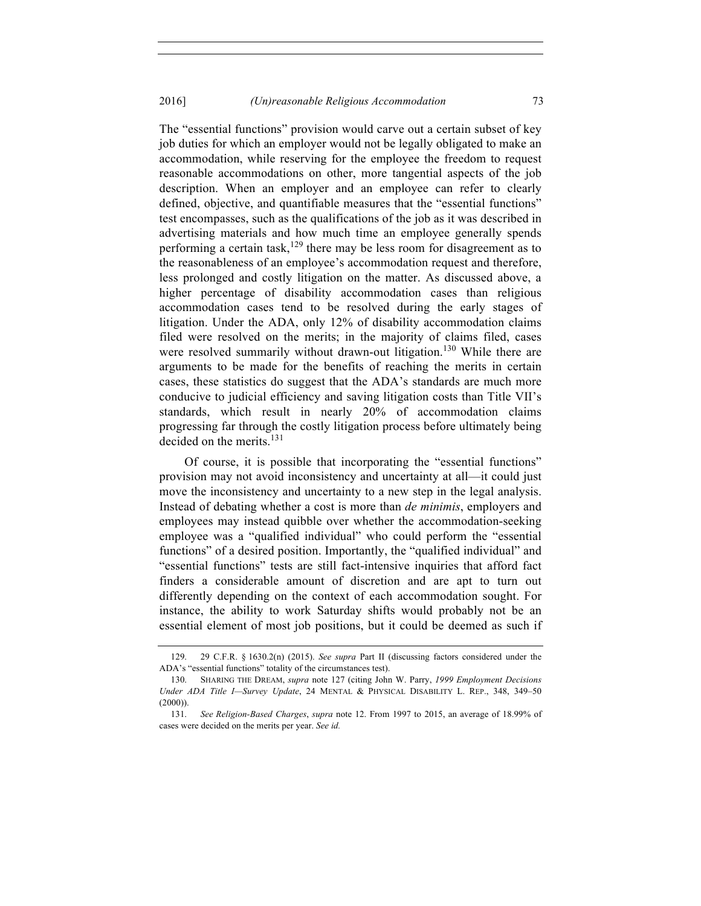The "essential functions" provision would carve out a certain subset of key job duties for which an employer would not be legally obligated to make an accommodation, while reserving for the employee the freedom to request reasonable accommodations on other, more tangential aspects of the job description. When an employer and an employee can refer to clearly defined, objective, and quantifiable measures that the "essential functions" test encompasses, such as the qualifications of the job as it was described in advertising materials and how much time an employee generally spends performing a certain task,[129] there may be less room for disagreement as to the reasonableness of an employee's accommodation request and therefore, less prolonged and costly litigation on the matter. As discussed above, a higher percentage of disability accommodation cases than religious accommodation cases tend to be resolved during the early stages of litigation. Under the ADA, only 12% of disability accommodation claims filed were resolved on the merits; in the majority of claims filed, cases were resolved summarily without drawn-out litigation.[130] While there are arguments to be made for the benefits of reaching the merits in certain cases, these statistics do suggest that the ADA's standards are much more conducive to judicial efficiency and saving litigation costs than Title VII's standards, which result in nearly 20% of accommodation claims progressing far through the costly litigation process before ultimately being decided on the merits.[131]

Of course, it is possible that incorporating the "essential functions" provision may not avoid inconsistency and uncertainty at all—it could just move the inconsistency and uncertainty to a new step in the legal analysis. Instead of debating whether a cost is more than *de minimis*, employers and employees may instead quibble over whether the accommodation-seeking employee was a "qualified individual" who could perform the "essential functions" of a desired position. Importantly, the "qualified individual" and "essential functions" tests are still fact-intensive inquiries that afford fact finders a considerable amount of discretion and are apt to turn out differently depending on the context of each accommodation sought. For instance, the ability to work Saturday shifts would probably not be an essential element of most job positions, but it could be deemed as such if

---

129. 29 C.F.R. § 1630.2(n) (2015). *See supra* Part II (discussing factors considered under the ADA's "essential functions" totality of the circumstances test).

130. SHARING THE DREAM, *supra* note 127 (citing John W. Parry, *1999 Employment Decisions Under ADA Title I—Survey Update*, 24 MENTAL & PHYSICAL DISABILITY L. REP., 348, 349–50 (2000)).

131. *See Religion-Based Charges*, *supra* note 12. From 1997 to 2015, an average of 18.99% of cases were decided on the merits per year. *See id.*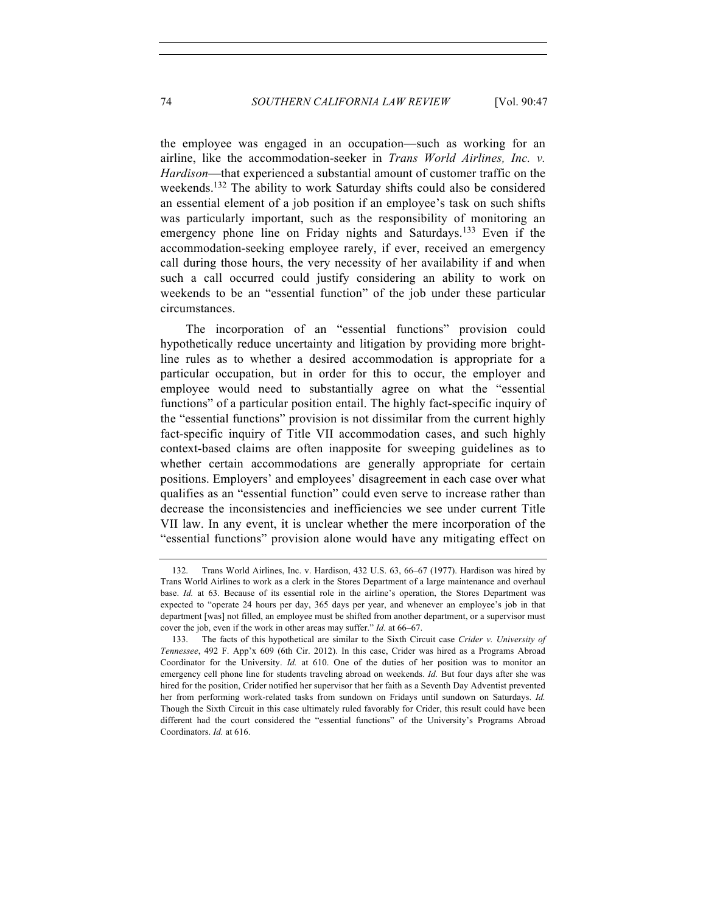the employee was engaged in an occupation—such as working for an airline, like the accommodation-seeker in *Trans World Airlines, Inc. v. Hardison*—that experienced a substantial amount of customer traffic on the weekends.[132] The ability to work Saturday shifts could also be considered an essential element of a job position if an employee's task on such shifts was particularly important, such as the responsibility of monitoring an emergency phone line on Friday nights and Saturdays.[133] Even if the accommodation-seeking employee rarely, if ever, received an emergency call during those hours, the very necessity of her availability if and when such a call occurred could justify considering an ability to work on weekends to be an "essential function" of the job under these particular circumstances.

The incorporation of an "essential functions" provision could hypothetically reduce uncertainty and litigation by providing more bright-line rules as to whether a desired accommodation is appropriate for a particular occupation, but in order for this to occur, the employer and employee would need to substantially agree on what the "essential functions" of a particular position entail. The highly fact-specific inquiry of the "essential functions" provision is not dissimilar from the current highly fact-specific inquiry of Title VII accommodation cases, and such highly context-based claims are often inapposite for sweeping guidelines as to whether certain accommodations are generally appropriate for certain positions. Employers' and employees' disagreement in each case over what qualifies as an "essential function" could even serve to increase rather than decrease the inconsistencies and inefficiencies we see under current Title VII law. In any event, it is unclear whether the mere incorporation of the "essential functions" provision alone would have any mitigating effect on

---

132. Trans World Airlines, Inc. v. Hardison, 432 U.S. 63, 66–67 (1977). Hardison was hired by Trans World Airlines to work as a clerk in the Stores Department of a large maintenance and overhaul base. *Id.* at 63. Because of its essential role in the airline's operation, the Stores Department was expected to "operate 24 hours per day, 365 days per year, and whenever an employee's job in that department [was] not filled, an employee must be shifted from another department, or a supervisor must cover the job, even if the work in other areas may suffer." *Id.* at 66–67.

133. The facts of this hypothetical are similar to the Sixth Circuit case *Crider v. University of Tennessee*, 492 F. App'x 609 (6th Cir. 2012). In this case, Crider was hired as a Programs Abroad Coordinator for the University. *Id.* at 610. One of the duties of her position was to monitor an emergency cell phone line for students traveling abroad on weekends. *Id.* But four days after she was hired for the position, Crider notified her supervisor that her faith as a Seventh Day Adventist prevented her from performing work-related tasks from sundown on Fridays until sundown on Saturdays. *Id.* Though the Sixth Circuit in this case ultimately ruled favorably for Crider, this result could have been different had the court considered the "essential functions" of the University's Programs Abroad Coordinators. *Id.* at 616.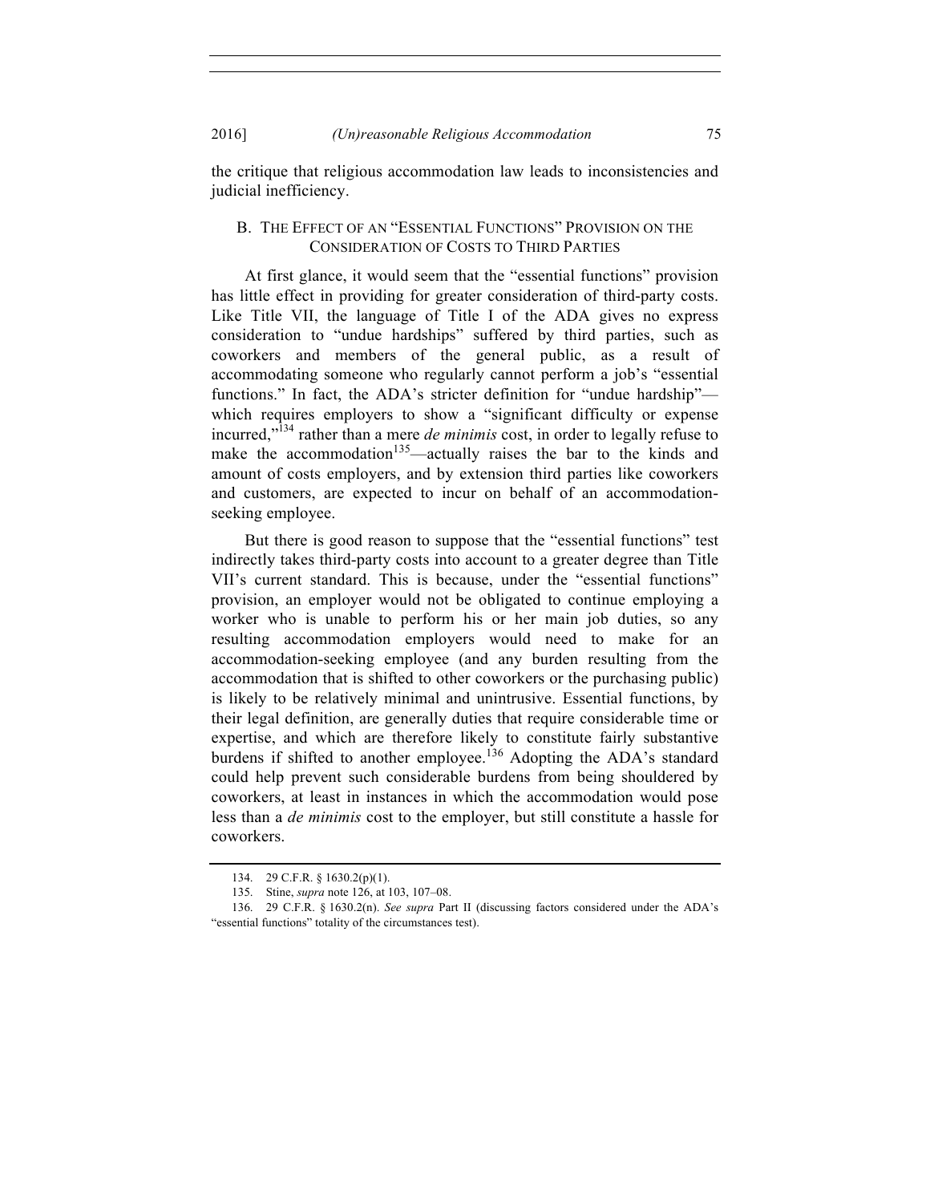the critique that religious accommodation law leads to inconsistencies and judicial inefficiency.

### B. The Effect of an "Essential Functions" Provision on the Consideration of Costs to Third Parties

At first glance, it would seem that the "essential functions" provision has little effect in providing for greater consideration of third-party costs. Like Title VII, the language of Title I of the ADA gives no express consideration to "undue hardships" suffered by third parties, such as coworkers and members of the general public, as a result of accommodating someone who regularly cannot perform a job's "essential functions." In fact, the ADA's stricter definition for "undue hardship"—which requires employers to show a "significant difficulty or expense incurred,"[134] rather than a mere *de minimis* cost, in order to legally refuse to make the accommodation[135]—actually raises the bar to the kinds and amount of costs employers, and by extension third parties like coworkers and customers, are expected to incur on behalf of an accommodation-seeking employee.

But there is good reason to suppose that the "essential functions" test indirectly takes third-party costs into account to a greater degree than Title VII's current standard. This is because, under the "essential functions" provision, an employer would not be obligated to continue employing a worker who is unable to perform his or her main job duties, so any resulting accommodation employers would need to make for an accommodation-seeking employee (and any burden resulting from the accommodation that is shifted to other coworkers or the purchasing public) is likely to be relatively minimal and unintrusive. Essential functions, by their legal definition, are generally duties that require considerable time or expertise, and which are therefore likely to constitute fairly substantive burdens if shifted to another employee.[136] Adopting the ADA's standard could help prevent such considerable burdens from being shouldered by coworkers, at least in instances in which the accommodation would pose less than a *de minimis* cost to the employer, but still constitute a hassle for coworkers.

134. 29 C.F.R. § 1630.2(p)(1).

135. Stine, *supra* note 126, at 103, 107–08.

136. 29 C.F.R. § 1630.2(n). *See supra* Part II (discussing factors considered under the ADA's "essential functions" totality of the circumstances test).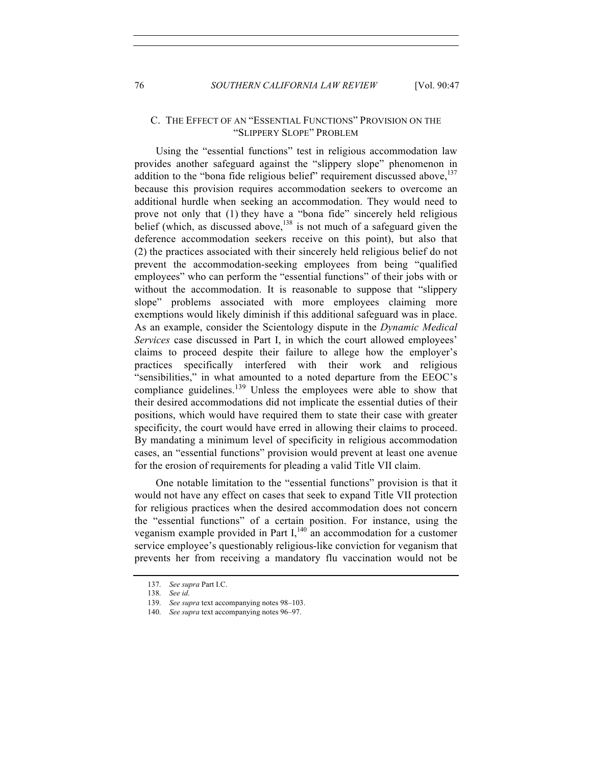### C. THE EFFECT OF AN "ESSENTIAL FUNCTIONS" PROVISION ON THE "SLIPPERY SLOPE" PROBLEM

Using the "essential functions" test in religious accommodation law provides another safeguard against the "slippery slope" phenomenon in addition to the "bona fide religious belief" requirement discussed above,[137] because this provision requires accommodation seekers to overcome an additional hurdle when seeking an accommodation. They would need to prove not only that (1) they have a "bona fide" sincerely held religious belief (which, as discussed above,[138] is not much of a safeguard given the deference accommodation seekers receive on this point), but also that (2) the practices associated with their sincerely held religious belief do not prevent the accommodation-seeking employees from being "qualified employees" who can perform the "essential functions" of their jobs with or without the accommodation. It is reasonable to suppose that "slippery slope" problems associated with more employees claiming more exemptions would likely diminish if this additional safeguard was in place. As an example, consider the Scientology dispute in the *Dynamic Medical Services* case discussed in Part I, in which the court allowed employees' claims to proceed despite their failure to allege how the employer's practices specifically interfered with their work and religious "sensibilities," in what amounted to a noted departure from the EEOC's compliance guidelines.[139] Unless the employees were able to show that their desired accommodations did not implicate the essential duties of their positions, which would have required them to state their case with greater specificity, the court would have erred in allowing their claims to proceed. By mandating a minimum level of specificity in religious accommodation cases, an "essential functions" provision would prevent at least one avenue for the erosion of requirements for pleading a valid Title VII claim.

One notable limitation to the "essential functions" provision is that it would not have any effect on cases that seek to expand Title VII protection for religious practices when the desired accommodation does not concern the "essential functions" of a certain position. For instance, using the veganism example provided in Part I,[140] an accommodation for a customer service employee's questionably religious-like conviction for veganism that prevents her from receiving a mandatory flu vaccination would not be

137. *See supra* Part I.C.

138. *See id.*

139. *See supra* text accompanying notes 98–103.

140. *See supra* text accompanying notes 96–97.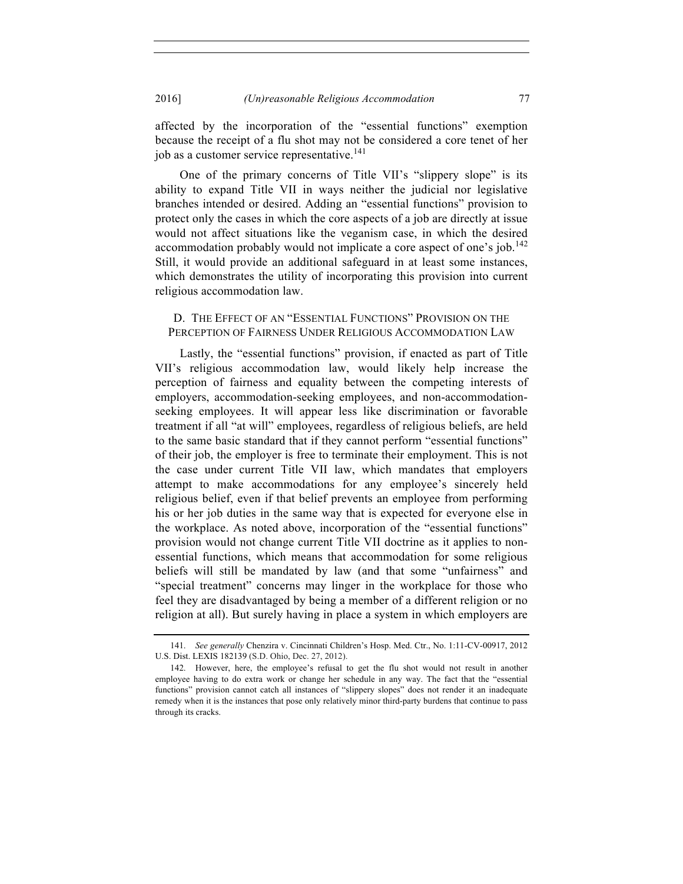affected by the incorporation of the "essential functions" exemption because the receipt of a flu shot may not be considered a core tenet of her job as a customer service representative.[141]

One of the primary concerns of Title VII's "slippery slope" is its ability to expand Title VII in ways neither the judicial nor legislative branches intended or desired. Adding an "essential functions" provision to protect only the cases in which the core aspects of a job are directly at issue would not affect situations like the veganism case, in which the desired accommodation probably would not implicate a core aspect of one's job.[142] Still, it would provide an additional safeguard in at least some instances, which demonstrates the utility of incorporating this provision into current religious accommodation law.

### D. THE EFFECT OF AN "ESSENTIAL FUNCTIONS" PROVISION ON THE PERCEPTION OF FAIRNESS UNDER RELIGIOUS ACCOMMODATION LAW

Lastly, the "essential functions" provision, if enacted as part of Title VII's religious accommodation law, would likely help increase the perception of fairness and equality between the competing interests of employers, accommodation-seeking employees, and non-accommodation-seeking employees. It will appear less like discrimination or favorable treatment if all "at will" employees, regardless of religious beliefs, are held to the same basic standard that if they cannot perform "essential functions" of their job, the employer is free to terminate their employment. This is not the case under current Title VII law, which mandates that employers attempt to make accommodations for any employee's sincerely held religious belief, even if that belief prevents an employee from performing his or her job duties in the same way that is expected for everyone else in the workplace. As noted above, incorporation of the "essential functions" provision would not change current Title VII doctrine as it applies to non-essential functions, which means that accommodation for some religious beliefs will still be mandated by law (and that some "unfairness" and "special treatment" concerns may linger in the workplace for those who feel they are disadvantaged by being a member of a different religion or no religion at all). But surely having in place a system in which employers are

---

141. *See generally* Chenzira v. Cincinnati Children's Hosp. Med. Ctr., No. 1:11-CV-00917, 2012 U.S. Dist. LEXIS 182139 (S.D. Ohio, Dec. 27, 2012).

142. However, here, the employee's refusal to get the flu shot would not result in another employee having to do extra work or change her schedule in any way. The fact that the "essential functions" provision cannot catch all instances of "slippery slopes" does not render it an inadequate remedy when it is the instances that pose only relatively minor third-party burdens that continue to pass through its cracks.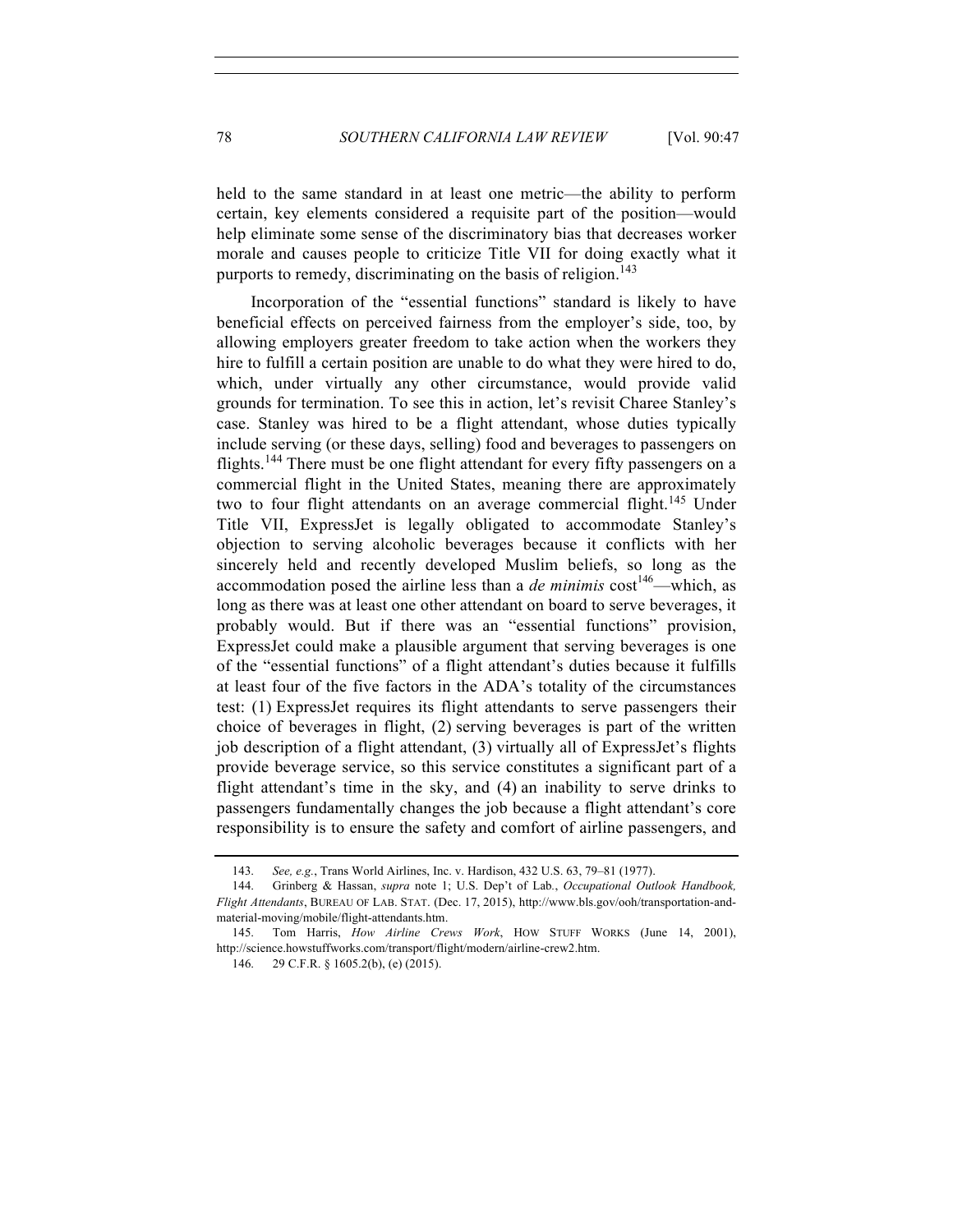held to the same standard in at least one metric—the ability to perform certain, key elements considered a requisite part of the position—would help eliminate some sense of the discriminatory bias that decreases worker morale and causes people to criticize Title VII for doing exactly what it purports to remedy, discriminating on the basis of religion.[143]

Incorporation of the "essential functions" standard is likely to have beneficial effects on perceived fairness from the employer's side, too, by allowing employers greater freedom to take action when the workers they hire to fulfill a certain position are unable to do what they were hired to do, which, under virtually any other circumstance, would provide valid grounds for termination. To see this in action, let's revisit Charee Stanley's case. Stanley was hired to be a flight attendant, whose duties typically include serving (or these days, selling) food and beverages to passengers on flights.[144] There must be one flight attendant for every fifty passengers on a commercial flight in the United States, meaning there are approximately two to four flight attendants on an average commercial flight.[145] Under Title VII, ExpressJet is legally obligated to accommodate Stanley's objection to serving alcoholic beverages because it conflicts with her sincerely held and recently developed Muslim beliefs, so long as the accommodation posed the airline less than a *de minimis* cost[146]—which, as long as there was at least one other attendant on board to serve beverages, it probably would. But if there was an "essential functions" provision, ExpressJet could make a plausible argument that serving beverages is one of the "essential functions" of a flight attendant's duties because it fulfills at least four of the five factors in the ADA's totality of the circumstances test: (1) ExpressJet requires its flight attendants to serve passengers their choice of beverages in flight, (2) serving beverages is part of the written job description of a flight attendant, (3) virtually all of ExpressJet's flights provide beverage service, so this service constitutes a significant part of a flight attendant's time in the sky, and (4) an inability to serve drinks to passengers fundamentally changes the job because a flight attendant's core responsibility is to ensure the safety and comfort of airline passengers, and

---

143. *See, e.g.*, Trans World Airlines, Inc. v. Hardison, 432 U.S. 63, 79–81 (1977).

144. Grinberg & Hassan, *supra* note 1; U.S. Dep't of Lab., *Occupational Outlook Handbook, Flight Attendants*, BUREAU OF LAB. STAT. (Dec. 17, 2015), http://www.bls.gov/ooh/transportation-and-material-moving/mobile/flight-attendants.htm.

145. Tom Harris, *How Airline Crews Work*, HOW STUFF WORKS (June 14, 2001), http://science.howstuffworks.com/transport/flight/modern/airline-crew2.htm.

146. 29 C.F.R. § 1605.2(b), (e) (2015).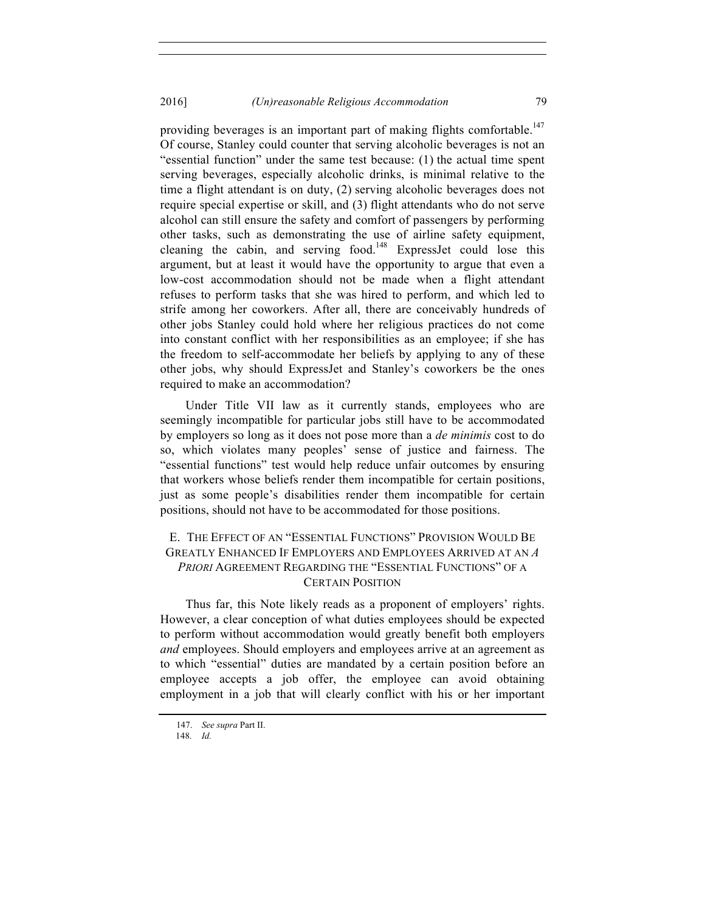providing beverages is an important part of making flights comfortable.[147] Of course, Stanley could counter that serving alcoholic beverages is not an "essential function" under the same test because: (1) the actual time spent serving beverages, especially alcoholic drinks, is minimal relative to the time a flight attendant is on duty, (2) serving alcoholic beverages does not require special expertise or skill, and (3) flight attendants who do not serve alcohol can still ensure the safety and comfort of passengers by performing other tasks, such as demonstrating the use of airline safety equipment, cleaning the cabin, and serving food.[148] ExpressJet could lose this argument, but at least it would have the opportunity to argue that even a low-cost accommodation should not be made when a flight attendant refuses to perform tasks that she was hired to perform, and which led to strife among her coworkers. After all, there are conceivably hundreds of other jobs Stanley could hold where her religious practices do not come into constant conflict with her responsibilities as an employee; if she has the freedom to self-accommodate her beliefs by applying to any of these other jobs, why should ExpressJet and Stanley's coworkers be the ones required to make an accommodation?

Under Title VII law as it currently stands, employees who are seemingly incompatible for particular jobs still have to be accommodated by employers so long as it does not pose more than a *de minimis* cost to do so, which violates many peoples' sense of justice and fairness. The "essential functions" test would help reduce unfair outcomes by ensuring that workers whose beliefs render them incompatible for certain positions, just as some people's disabilities render them incompatible for certain positions, should not have to be accommodated for those positions.

### E. The Effect of an "Essential Functions" Provision Would Be Greatly Enhanced If Employers and Employees Arrived at an *A Priori* Agreement Regarding the "Essential Functions" of a Certain Position

Thus far, this Note likely reads as a proponent of employers' rights. However, a clear conception of what duties employees should be expected to perform without accommodation would greatly benefit both employers *and* employees. Should employers and employees arrive at an agreement as to which "essential" duties are mandated by a certain position before an employee accepts a job offer, the employee can avoid obtaining employment in a job that will clearly conflict with his or her important

147. *See supra* Part II.

148. *Id.*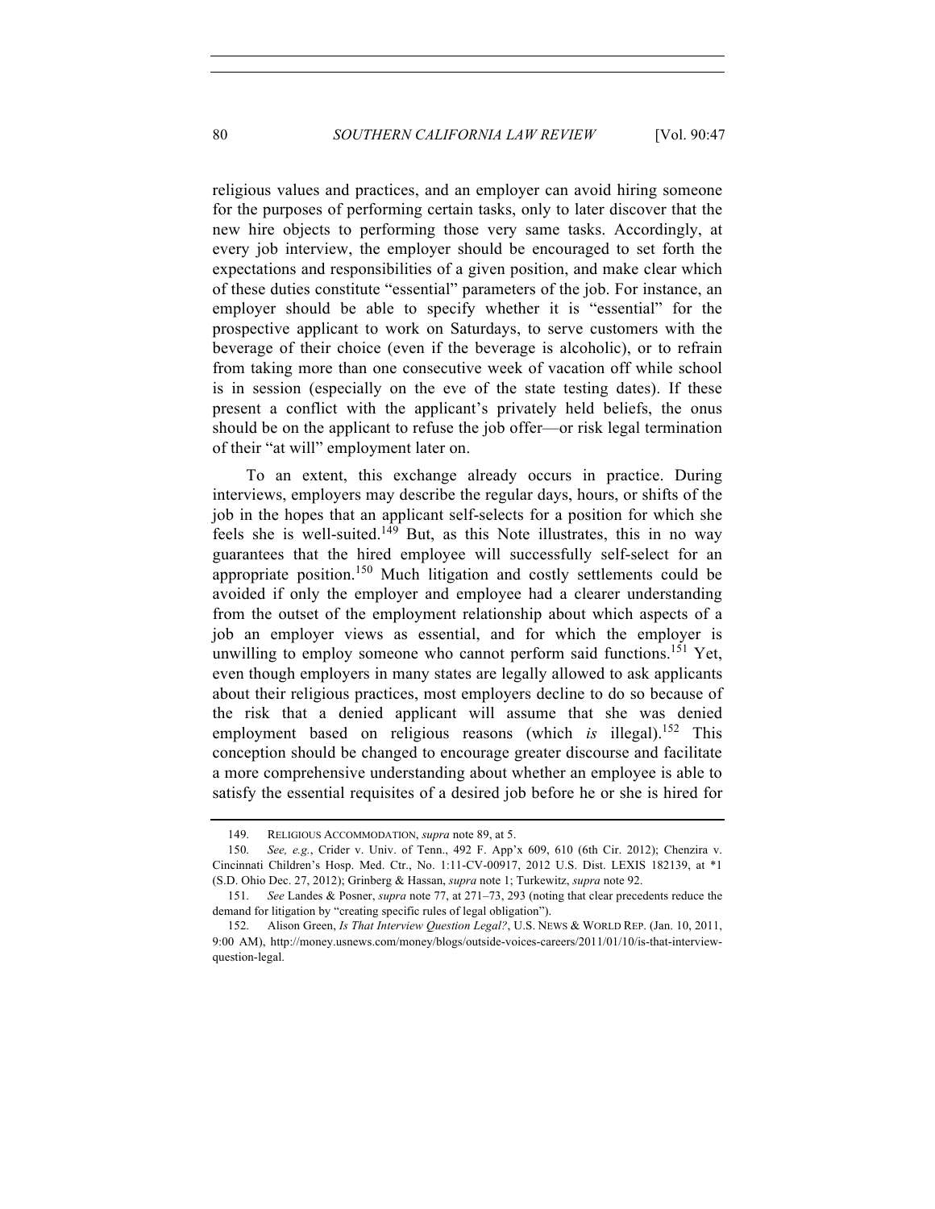religious values and practices, and an employer can avoid hiring someone for the purposes of performing certain tasks, only to later discover that the new hire objects to performing those very same tasks. Accordingly, at every job interview, the employer should be encouraged to set forth the expectations and responsibilities of a given position, and make clear which of these duties constitute "essential" parameters of the job. For instance, an employer should be able to specify whether it is "essential" for the prospective applicant to work on Saturdays, to serve customers with the beverage of their choice (even if the beverage is alcoholic), or to refrain from taking more than one consecutive week of vacation off while school is in session (especially on the eve of the state testing dates). If these present a conflict with the applicant's privately held beliefs, the onus should be on the applicant to refuse the job offer—or risk legal termination of their "at will" employment later on.

To an extent, this exchange already occurs in practice. During interviews, employers may describe the regular days, hours, or shifts of the job in the hopes that an applicant self-selects for a position for which she feels she is well-suited.[149] But, as this Note illustrates, this in no way guarantees that the hired employee will successfully self-select for an appropriate position.[150] Much litigation and costly settlements could be avoided if only the employer and employee had a clearer understanding from the outset of the employment relationship about which aspects of a job an employer views as essential, and for which the employer is unwilling to employ someone who cannot perform said functions.[151] Yet, even though employers in many states are legally allowed to ask applicants about their religious practices, most employers decline to do so because of the risk that a denied applicant will assume that she was denied employment based on religious reasons (which *is* illegal).[152] This conception should be changed to encourage greater discourse and facilitate a more comprehensive understanding about whether an employee is able to satisfy the essential requisites of a desired job before he or she is hired for

---

149. RELIGIOUS ACCOMMODATION, *supra* note 89, at 5.

150. *See, e.g.*, Crider v. Univ. of Tenn., 492 F. App'x 609, 610 (6th Cir. 2012); Chenzira v. Cincinnati Children's Hosp. Med. Ctr., No. 1:11-CV-00917, 2012 U.S. Dist. LEXIS 182139, at *1 (S.D. Ohio Dec. 27, 2012); Grinberg & Hassan, *supra* note 1; Turkewitz, *supra* note 92.

151. *See* Landes & Posner, *supra* note 77, at 271–73, 293 (noting that clear precedents reduce the demand for litigation by "creating specific rules of legal obligation").

152. Alison Green, *Is That Interview Question Legal?*, U.S. NEWS & WORLD REP. (Jan. 10, 2011, 9:00 AM), http://money.usnews.com/money/blogs/outside-voices-careers/2011/01/10/is-that-interview-question-legal.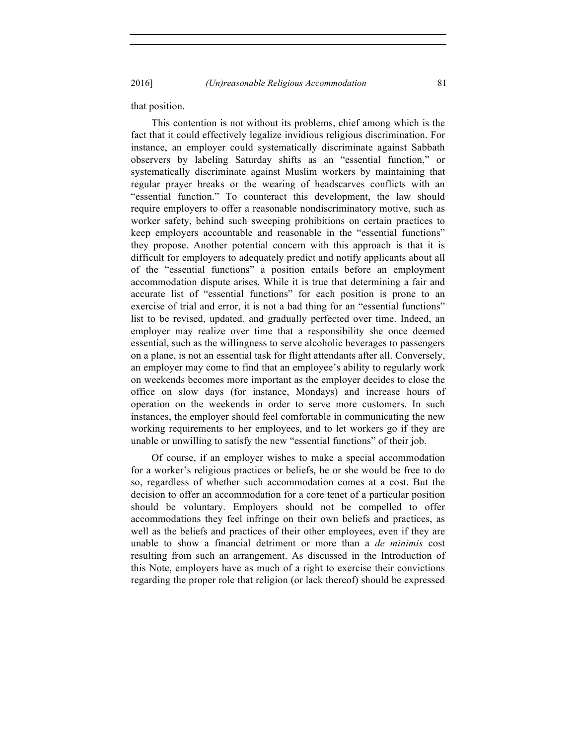that position.

This contention is not without its problems, chief among which is the fact that it could effectively legalize invidious religious discrimination. For instance, an employer could systematically discriminate against Sabbath observers by labeling Saturday shifts as an "essential function," or systematically discriminate against Muslim workers by maintaining that regular prayer breaks or the wearing of headscarves conflicts with an "essential function." To counteract this development, the law should require employers to offer a reasonable nondiscriminatory motive, such as worker safety, behind such sweeping prohibitions on certain practices to keep employers accountable and reasonable in the "essential functions" they propose. Another potential concern with this approach is that it is difficult for employers to adequately predict and notify applicants about all of the "essential functions" a position entails before an employment accommodation dispute arises. While it is true that determining a fair and accurate list of "essential functions" for each position is prone to an exercise of trial and error, it is not a bad thing for an "essential functions" list to be revised, updated, and gradually perfected over time. Indeed, an employer may realize over time that a responsibility she once deemed essential, such as the willingness to serve alcoholic beverages to passengers on a plane, is not an essential task for flight attendants after all. Conversely, an employer may come to find that an employee's ability to regularly work on weekends becomes more important as the employer decides to close the office on slow days (for instance, Mondays) and increase hours of operation on the weekends in order to serve more customers. In such instances, the employer should feel comfortable in communicating the new working requirements to her employees, and to let workers go if they are unable or unwilling to satisfy the new "essential functions" of their job.

Of course, if an employer wishes to make a special accommodation for a worker's religious practices or beliefs, he or she would be free to do so, regardless of whether such accommodation comes at a cost. But the decision to offer an accommodation for a core tenet of a particular position should be voluntary. Employers should not be compelled to offer accommodations they feel infringe on their own beliefs and practices, as well as the beliefs and practices of their other employees, even if they are unable to show a financial detriment or more than a *de minimis* cost resulting from such an arrangement. As discussed in the Introduction of this Note, employers have as much of a right to exercise their convictions regarding the proper role that religion (or lack thereof) should be expressed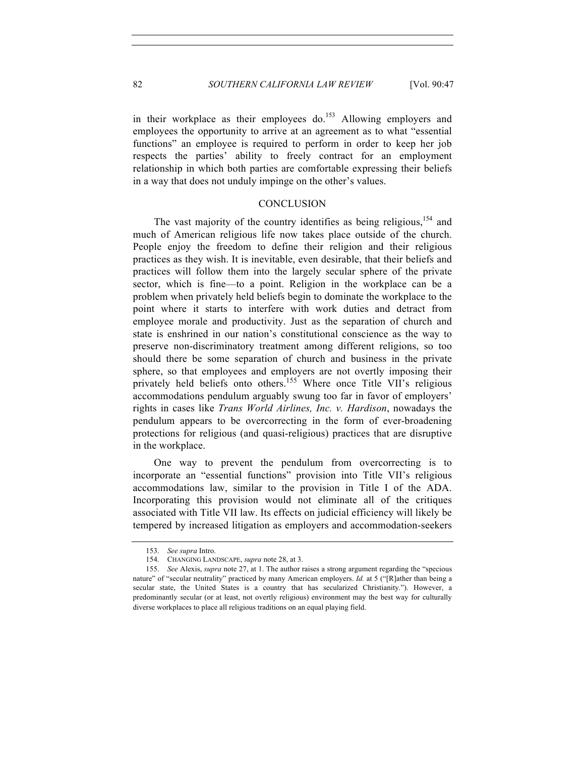in their workplace as their employees do.[153] Allowing employers and employees the opportunity to arrive at an agreement as to what "essential functions" an employee is required to perform in order to keep her job respects the parties' ability to freely contract for an employment relationship in which both parties are comfortable expressing their beliefs in a way that does not unduly impinge on the other's values.

## CONCLUSION

The vast majority of the country identifies as being religious,[154] and much of American religious life now takes place outside of the church. People enjoy the freedom to define their religion and their religious practices as they wish. It is inevitable, even desirable, that their beliefs and practices will follow them into the largely secular sphere of the private sector, which is fine—to a point. Religion in the workplace can be a problem when privately held beliefs begin to dominate the workplace to the point where it starts to interfere with work duties and detract from employee morale and productivity. Just as the separation of church and state is enshrined in our nation's constitutional conscience as the way to preserve non-discriminatory treatment among different religions, so too should there be some separation of church and business in the private sphere, so that employees and employers are not overtly imposing their privately held beliefs onto others.[155] Where once Title VII's religious accommodations pendulum arguably swung too far in favor of employers' rights in cases like *Trans World Airlines, Inc. v. Hardison*, nowadays the pendulum appears to be overcorrecting in the form of ever-broadening protections for religious (and quasi-religious) practices that are disruptive in the workplace.

One way to prevent the pendulum from overcorrecting is to incorporate an "essential functions" provision into Title VII's religious accommodations law, similar to the provision in Title I of the ADA. Incorporating this provision would not eliminate all of the critiques associated with Title VII law. Its effects on judicial efficiency will likely be tempered by increased litigation as employers and accommodation-seekers

---

153. *See supra* Intro.

154. CHANGING LANDSCAPE, *supra* note 28, at 3.

155. *See* Alexis, *supra* note 27, at 1. The author raises a strong argument regarding the "specious nature" of "secular neutrality" practiced by many American employers. *Id.* at 5 ("[R]ather than being a secular state, the United States is a country that has secularized Christianity."). However, a predominantly secular (or at least, not overtly religious) environment may the best way for culturally diverse workplaces to place all religious traditions on an equal playing field.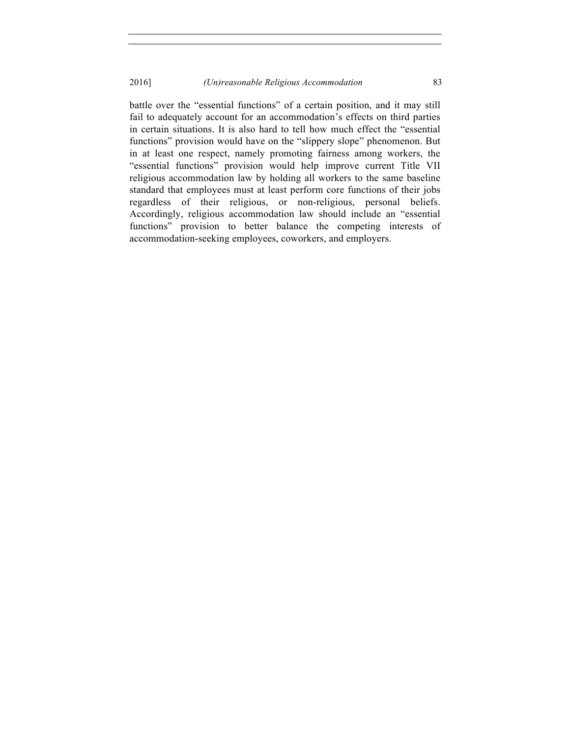battle over the "essential functions" of a certain position, and it may still fail to adequately account for an accommodation's effects on third parties in certain situations. It is also hard to tell how much effect the "essential functions" provision would have on the "slippery slope" phenomenon. But in at least one respect, namely promoting fairness among workers, the "essential functions" provision would help improve current Title VII religious accommodation law by holding all workers to the same baseline standard that employees must at least perform core functions of their jobs regardless of their religious, or non-religious, personal beliefs. Accordingly, religious accommodation law should include an "essential functions" provision to better balance the competing interests of accommodation-seeking employees, coworkers, and employers.